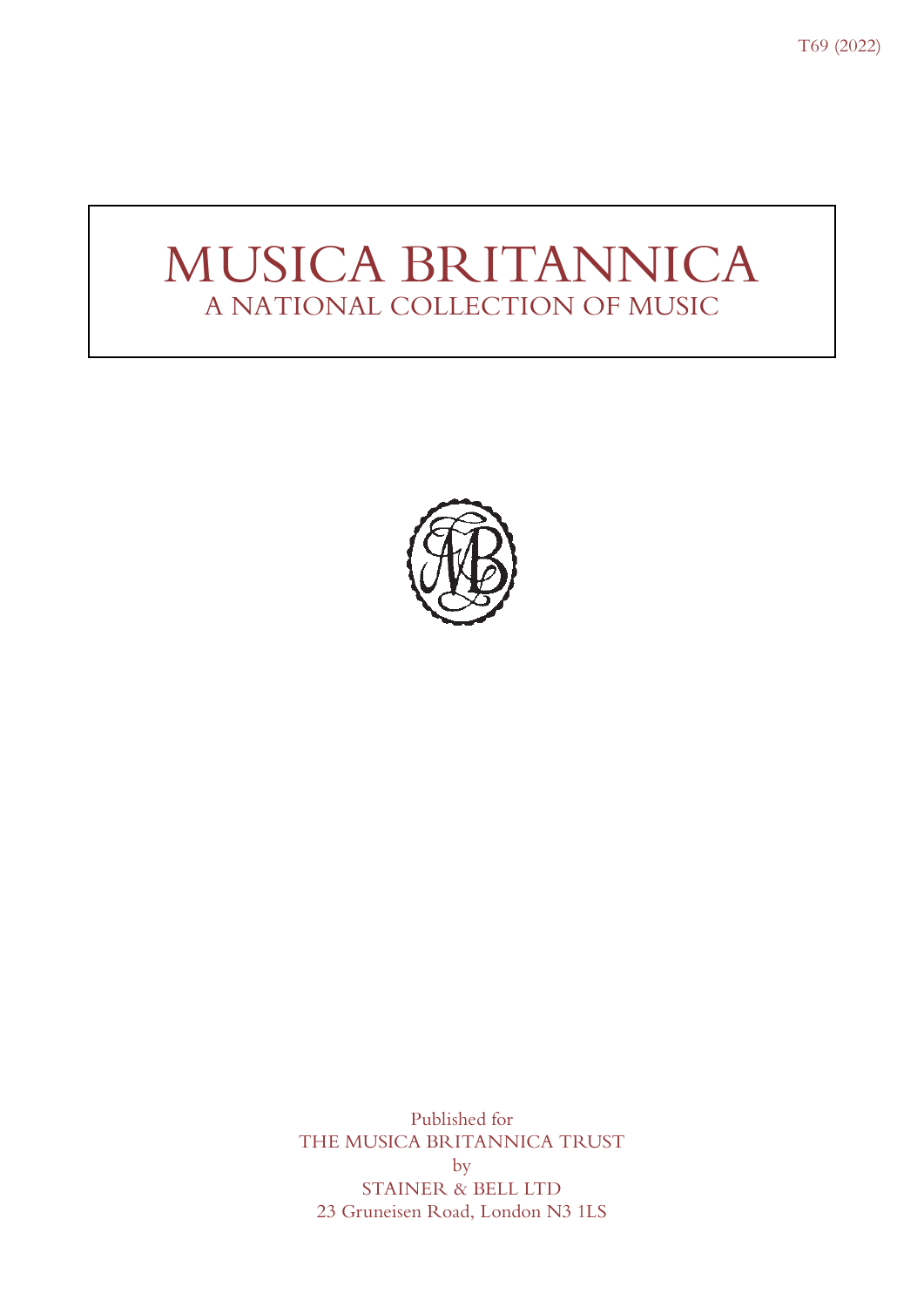T69 (2022)

# MUSICA BRITANNICA

## A NATIONAL COLLECTION OF MUSIC

Published for
THE MUSICA BRITANNICA TRUST
by
STAINER & BELL LTD
23 Gruneisen Road, London N3 1LS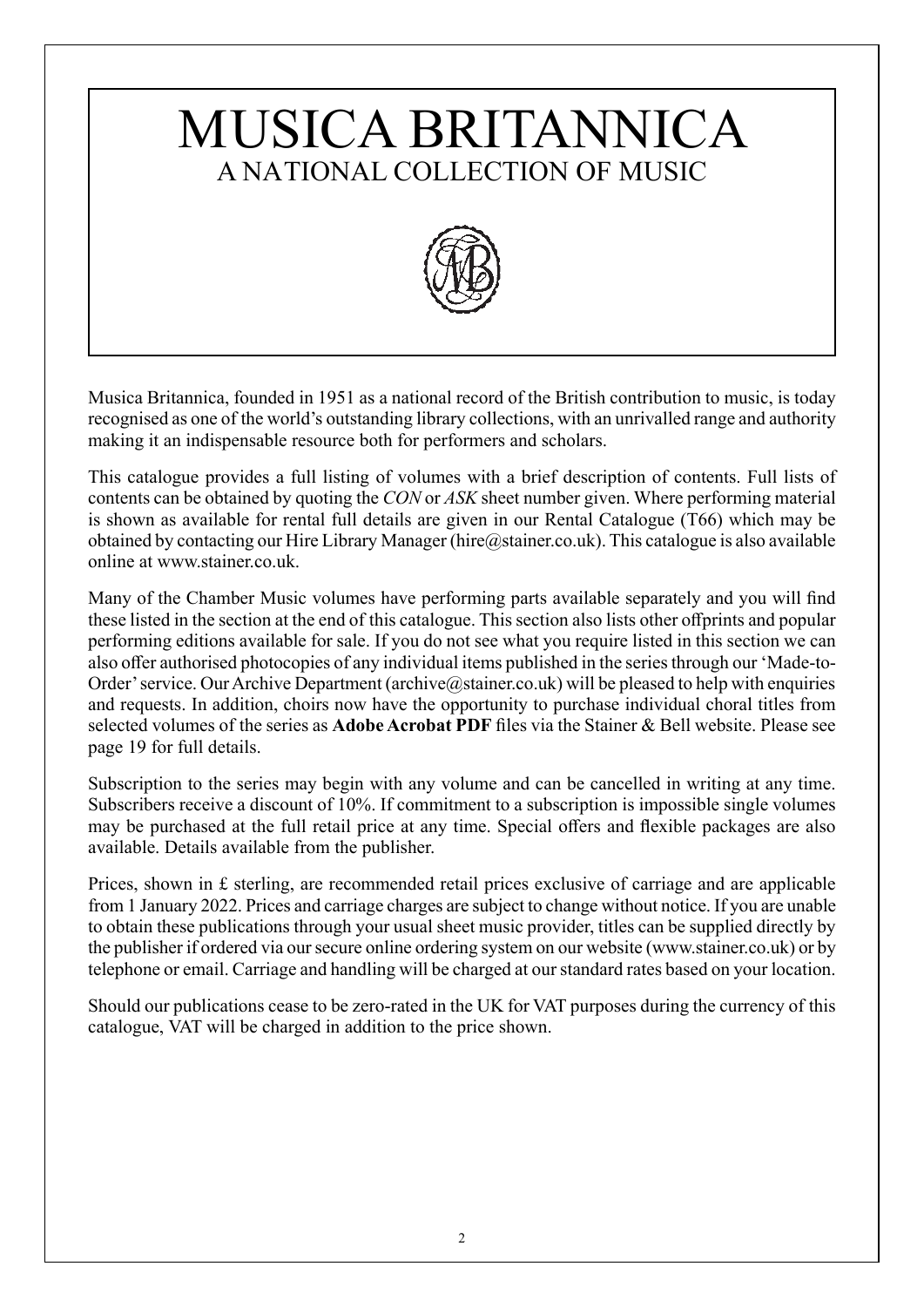# MUSICA BRITANNICA
## A NATIONAL COLLECTION OF MUSIC

Musica Britannica, founded in 1951 as a national record of the British contribution to music, is today recognised as one of the world's outstanding library collections, with an unrivalled range and authority making it an indispensable resource both for performers and scholars.

This catalogue provides a full listing of volumes with a brief description of contents. Full lists of contents can be obtained by quoting the *CON* or *ASK* sheet number given. Where performing material is shown as available for rental full details are given in our Rental Catalogue (T66) which may be obtained by contacting our Hire Library Manager (hire@stainer.co.uk). This catalogue is also available online at www.stainer.co.uk.

Many of the Chamber Music volumes have performing parts available separately and you will find these listed in the section at the end of this catalogue. This section also lists other offprints and popular performing editions available for sale. If you do not see what you require listed in this section we can also offer authorised photocopies of any individual items published in the series through our 'Made-to-Order' service. Our Archive Department (archive@stainer.co.uk) will be pleased to help with enquiries and requests. In addition, choirs now have the opportunity to purchase individual choral titles from selected volumes of the series as **Adobe Acrobat PDF** files via the Stainer & Bell website. Please see page 19 for full details.

Subscription to the series may begin with any volume and can be cancelled in writing at any time. Subscribers receive a discount of 10%. If commitment to a subscription is impossible single volumes may be purchased at the full retail price at any time. Special offers and flexible packages are also available. Details available from the publisher.

Prices, shown in £ sterling, are recommended retail prices exclusive of carriage and are applicable from 1 January 2022. Prices and carriage charges are subject to change without notice. If you are unable to obtain these publications through your usual sheet music provider, titles can be supplied directly by the publisher if ordered via our secure online ordering system on our website (www.stainer.co.uk) or by telephone or email. Carriage and handling will be charged at our standard rates based on your location.

Should our publications cease to be zero-rated in the UK for VAT purposes during the currency of this catalogue, VAT will be charged in addition to the price shown.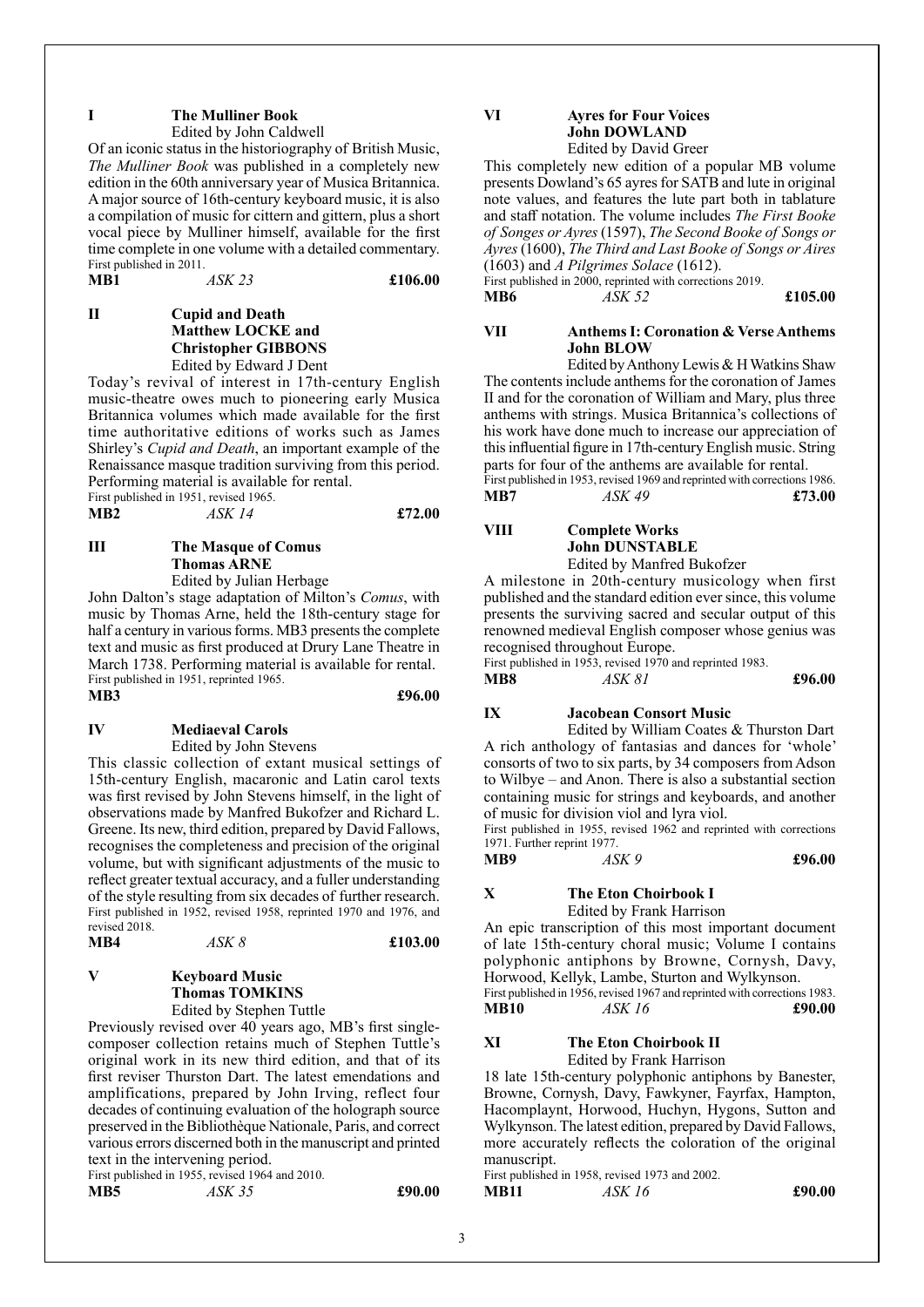## I The Mulliner Book

Edited by John Caldwell

Of an iconic status in the historiography of British Music, *The Mulliner Book* was published in a completely new edition in the 60th anniversary year of Musica Britannica. A major source of 16th-century keyboard music, it is also a compilation of music for cittern and gittern, plus a short vocal piece by Mulliner himself, available for the first time complete in one volume with a detailed commentary.

First published in 2011.

**MB1** *ASK 23* **£106.00**

## II Cupid and Death
### Matthew LOCKE and Christopher GIBBONS

Edited by Edward J Dent

Today's revival of interest in 17th-century English music-theatre owes much to pioneering early Musica Britannica volumes which made available for the first time authoritative editions of works such as James Shirley's *Cupid and Death*, an important example of the Renaissance masque tradition surviving from this period. Performing material is available for rental.

First published in 1951, revised 1965.

**MB2** *ASK 14* **£72.00**

## III The Masque of Comus
### Thomas ARNE

Edited by Julian Herbage

John Dalton's stage adaptation of Milton's *Comus*, with music by Thomas Arne, held the 18th-century stage for half a century in various forms. MB3 presents the complete text and music as first produced at Drury Lane Theatre in March 1738. Performing material is available for rental.

First published in 1951, reprinted 1965.

**MB3** **£96.00**

## IV Mediaeval Carols

Edited by John Stevens

This classic collection of extant musical settings of 15th-century English, macaronic and Latin carol texts was first revised by John Stevens himself, in the light of observations made by Manfred Bukofzer and Richard L. Greene. Its new, third edition, prepared by David Fallows, recognises the completeness and precision of the original volume, but with significant adjustments of the music to reflect greater textual accuracy, and a fuller understanding of the style resulting from six decades of further research.

First published in 1952, revised 1958, reprinted 1970 and 1976, and revised 2018.

**MB4** *ASK 8* **£103.00**

## V Keyboard Music
### Thomas TOMKINS

Edited by Stephen Tuttle

Previously revised over 40 years ago, MB's first single-composer collection retains much of Stephen Tuttle's original work in its new third edition, and that of its first reviser Thurston Dart. The latest emendations and amplifications, prepared by John Irving, reflect four decades of continuing evaluation of the holograph source preserved in the Bibliothèque Nationale, Paris, and correct various errors discerned both in the manuscript and printed text in the intervening period.

First published in 1955, revised 1964 and 2010.

**MB5** *ASK 35* **£90.00**

## VI Ayres for Four Voices
### John DOWLAND

Edited by David Greer

This completely new edition of a popular MB volume presents Dowland's 65 ayres for SATB and lute in original note values, and features the lute part both in tablature and staff notation. The volume includes *The First Booke of Songes or Ayres* (1597), *The Second Booke of Songs or Ayres* (1600), *The Third and Last Booke of Songs or Aires* (1603) and *A Pilgrimes Solace* (1612).

First published in 2000, reprinted with corrections 2019.

**MB6** *ASK 52* **£105.00**

## VII Anthems I: Coronation & Verse Anthems
### John BLOW

Edited by Anthony Lewis & H Watkins Shaw

The contents include anthems for the coronation of James II and for the coronation of William and Mary, plus three anthems with strings. Musica Britannica's collections of his work have done much to increase our appreciation of this influential figure in 17th-century English music. String parts for four of the anthems are available for rental.

First published in 1953, revised 1969 and reprinted with corrections 1986.

**MB7** *ASK 49* **£73.00**

## VIII Complete Works
### John DUNSTABLE

Edited by Manfred Bukofzer

A milestone in 20th-century musicology when first published and the standard edition ever since, this volume presents the surviving sacred and secular output of this renowned medieval English composer whose genius was recognised throughout Europe.

First published in 1953, revised 1970 and reprinted 1983.

**MB8** *ASK 81* **£96.00**

## IX Jacobean Consort Music

Edited by William Coates & Thurston Dart

A rich anthology of fantasias and dances for 'whole' consorts of two to six parts, by 34 composers from Adson to Wilbye – and Anon. There is also a substantial section containing music for strings and keyboards, and another of music for division viol and lyra viol.

First published in 1955, revised 1962 and reprinted with corrections 1971. Further reprint 1977.

**MB9** *ASK 9* **£96.00**

## X The Eton Choirbook I

Edited by Frank Harrison

An epic transcription of this most important document of late 15th-century choral music; Volume I contains polyphonic antiphons by Browne, Cornysh, Davy, Horwood, Kellyk, Lambe, Sturton and Wylkynson.

First published in 1956, revised 1967 and reprinted with corrections 1983.

**MB10** *ASK 16* **£90.00**

## XI The Eton Choirbook II

Edited by Frank Harrison

18 late 15th-century polyphonic antiphons by Banester, Browne, Cornysh, Davy, Fawkyner, Fayrfax, Hampton, Hacomplaynt, Horwood, Huchyn, Hygons, Sutton and Wylkynson. The latest edition, prepared by David Fallows, more accurately reflects the coloration of the original manuscript.

First published in 1958, revised 1973 and 2002.

**MB11** *ASK 16* **£90.00**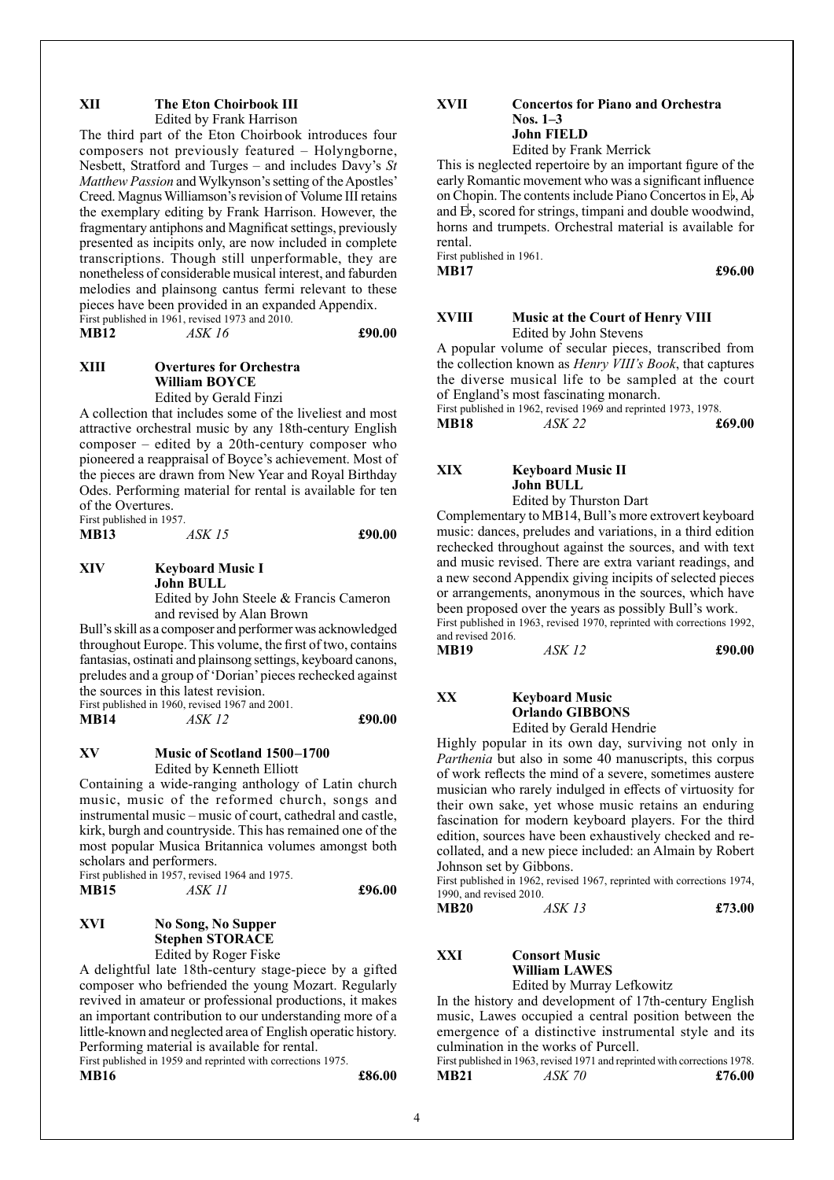### XII The Eton Choirbook III

Edited by Frank Harrison

The third part of the Eton Choirbook introduces four composers not previously featured – Holyngborne, Nesbett, Stratford and Turges – and includes Davy's *St Matthew Passion* and Wylkynson's setting of the Apostles' Creed. Magnus Williamson's revision of Volume III retains the exemplary editing by Frank Harrison. However, the fragmentary antiphons and Magnificat settings, previously presented as incipits only, are now included in complete transcriptions. Though still unperformable, they are nonetheless of considerable musical interest, and faburden melodies and plainsong cantus fermi relevant to these pieces have been provided in an expanded Appendix.

First published in 1961, revised 1973 and 2010.

**MB12** *ASK 16* **£90.00**

### XIII Overtures for Orchestra
**William BOYCE**

Edited by Gerald Finzi

A collection that includes some of the liveliest and most attractive orchestral music by any 18th-century English composer – edited by a 20th-century composer who pioneered a reappraisal of Boyce's achievement. Most of the pieces are drawn from New Year and Royal Birthday Odes. Performing material for rental is available for ten of the Overtures.

First published in 1957.

**MB13** *ASK 15* **£90.00**

### XIV Keyboard Music I
**John BULL**

Edited by John Steele & Francis Cameron and revised by Alan Brown

Bull's skill as a composer and performer was acknowledged throughout Europe. This volume, the first of two, contains fantasias, ostinati and plainsong settings, keyboard canons, preludes and a group of 'Dorian' pieces rechecked against the sources in this latest revision.

First published in 1960, revised 1967 and 2001.

**MB14** *ASK 12* **£90.00**

### XV Music of Scotland 1500–1700

Edited by Kenneth Elliott

Containing a wide-ranging anthology of Latin church music, music of the reformed church, songs and instrumental music – music of court, cathedral and castle, kirk, burgh and countryside. This has remained one of the most popular Musica Britannica volumes amongst both scholars and performers.

First published in 1957, revised 1964 and 1975.

**MB15** *ASK 11* **£96.00**

### XVI No Song, No Supper
**Stephen STORACE**

Edited by Roger Fiske

A delightful late 18th-century stage-piece by a gifted composer who befriended the young Mozart. Regularly revived in amateur or professional productions, it makes an important contribution to our understanding more of a little-known and neglected area of English operatic history. Performing material is available for rental.

First published in 1959 and reprinted with corrections 1975.

**MB16** **£86.00**

### XVII Concertos for Piano and Orchestra Nos. 1–3
**John FIELD**

Edited by Frank Merrick

This is neglected repertoire by an important figure of the early Romantic movement who was a significant influence on Chopin. The contents include Piano Concertos in E♭, A♭ and E♭, scored for strings, timpani and double woodwind, horns and trumpets. Orchestral material is available for rental.

First published in 1961.

**MB17** **£96.00**

### XVIII Music at the Court of Henry VIII

Edited by John Stevens

A popular volume of secular pieces, transcribed from the collection known as *Henry VIII's Book*, that captures the diverse musical life to be sampled at the court of England's most fascinating monarch.

First published in 1962, revised 1969 and reprinted 1973, 1978.

**MB18** *ASK 22* **£69.00**

### XIX Keyboard Music II
**John BULL**

Edited by Thurston Dart

Complementary to MB14, Bull's more extrovert keyboard music: dances, preludes and variations, in a third edition rechecked throughout against the sources, and with text and music revised. There are extra variant readings, and a new second Appendix giving incipits of selected pieces or arrangements, anonymous in the sources, which have been proposed over the years as possibly Bull's work.

First published in 1963, revised 1970, reprinted with corrections 1992, and revised 2016.

**MB19** *ASK 12* **£90.00**

### XX Keyboard Music
**Orlando GIBBONS**

Edited by Gerald Hendrie

Highly popular in its own day, surviving not only in *Parthenia* but also in some 40 manuscripts, this corpus of work reflects the mind of a severe, sometimes austere musician who rarely indulged in effects of virtuosity for their own sake, yet whose music retains an enduring fascination for modern keyboard players. For the third edition, sources have been exhaustively checked and re-collated, and a new piece included: an Almain by Robert Johnson set by Gibbons.

First published in 1962, revised 1967, reprinted with corrections 1974, 1990, and revised 2010.

**MB20** *ASK 13* **£73.00**

### XXI Consort Music
**William LAWES**

Edited by Murray Lefkowitz

In the history and development of 17th-century English music, Lawes occupied a central position between the emergence of a distinctive instrumental style and its culmination in the works of Purcell.

First published in 1963, revised 1971 and reprinted with corrections 1978.

**MB21** *ASK 70* **£76.00**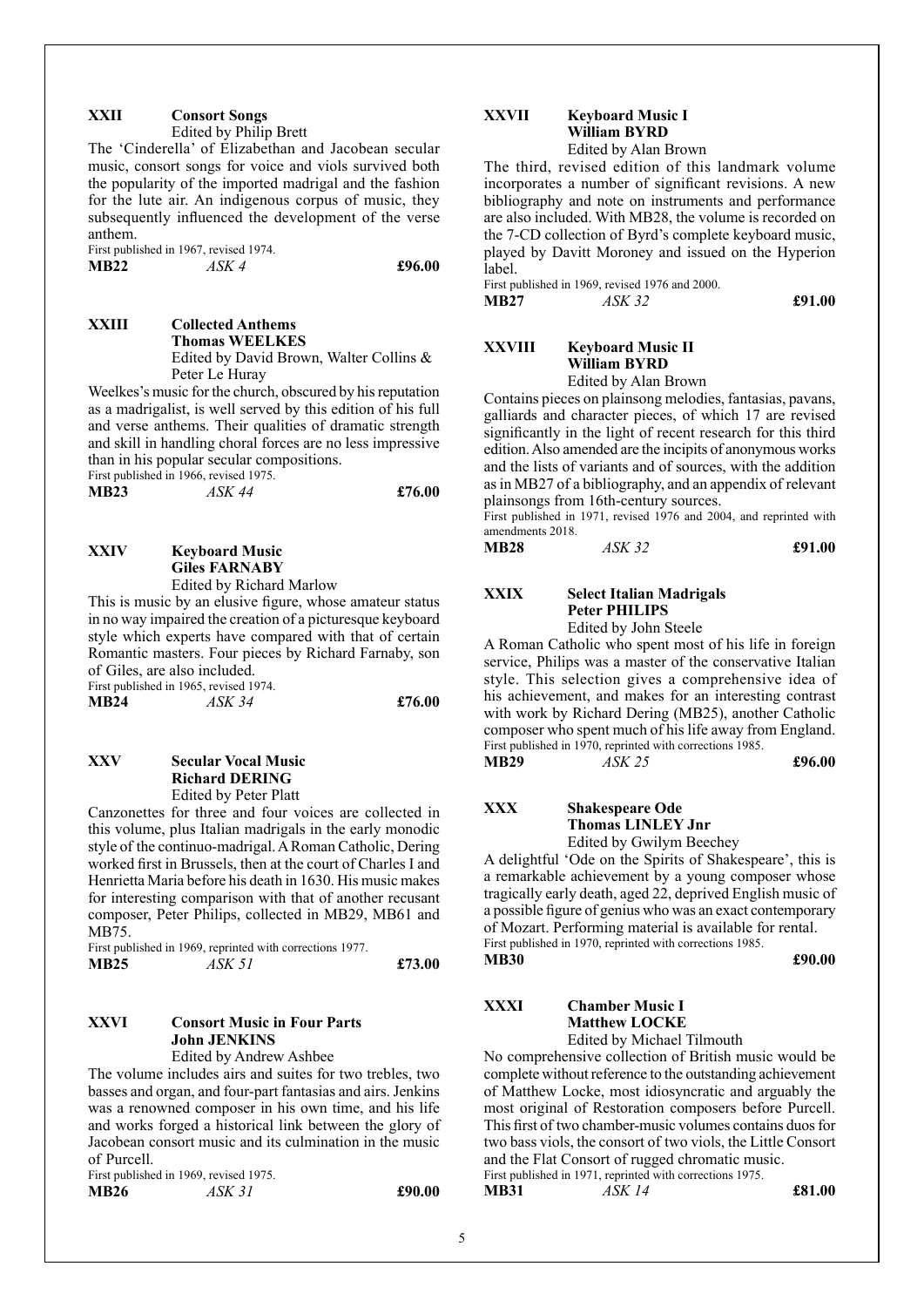### XXII Consort Songs

Edited by Philip Brett

The 'Cinderella' of Elizabethan and Jacobean secular music, consort songs for voice and viols survived both the popularity of the imported madrigal and the fashion for the lute air. An indigenous corpus of music, they subsequently influenced the development of the verse anthem.

First published in 1967, revised 1974.

**MB22** *ASK 4* **£96.00**

### XXIII Collected Anthems
**Thomas WEELKES**

Edited by David Brown, Walter Collins & Peter Le Huray

Weelkes's music for the church, obscured by his reputation as a madrigalist, is well served by this edition of his full and verse anthems. Their qualities of dramatic strength and skill in handling choral forces are no less impressive than in his popular secular compositions.

First published in 1966, revised 1975.

**MB23** *ASK 44* **£76.00**

### XXIV Keyboard Music
**Giles FARNABY**

Edited by Richard Marlow

This is music by an elusive figure, whose amateur status in no way impaired the creation of a picturesque keyboard style which experts have compared with that of certain Romantic masters. Four pieces by Richard Farnaby, son of Giles, are also included.

First published in 1965, revised 1974.

**MB24** *ASK 34* **£76.00**

### XXV Secular Vocal Music
**Richard DERING**

Edited by Peter Platt

Canzonettes for three and four voices are collected in this volume, plus Italian madrigals in the early monodic style of the continuo-madrigal. A Roman Catholic, Dering worked first in Brussels, then at the court of Charles I and Henrietta Maria before his death in 1630. His music makes for interesting comparison with that of another recusant composer, Peter Philips, collected in MB29, MB61 and MB75.

First published in 1969, reprinted with corrections 1977.

**MB25** *ASK 51* **£73.00**

### XXVI Consort Music in Four Parts
**John JENKINS**

Edited by Andrew Ashbee

The volume includes airs and suites for two trebles, two basses and organ, and four-part fantasias and airs. Jenkins was a renowned composer in his own time, and his life and works forged a historical link between the glory of Jacobean consort music and its culmination in the music of Purcell.

First published in 1969, revised 1975.

**MB26** *ASK 31* **£90.00**

### XXVII Keyboard Music I
**William BYRD**

Edited by Alan Brown

The third, revised edition of this landmark volume incorporates a number of significant revisions. A new bibliography and note on instruments and performance are also included. With MB28, the volume is recorded on the 7-CD collection of Byrd's complete keyboard music, played by Davitt Moroney and issued on the Hyperion label.

First published in 1969, revised 1976 and 2000.

**MB27** *ASK 32* **£91.00**

### XXVIII Keyboard Music II
**William BYRD**

Edited by Alan Brown

Contains pieces on plainsong melodies, fantasias, pavans, galliards and character pieces, of which 17 are revised significantly in the light of recent research for this third edition. Also amended are the incipits of anonymous works and the lists of variants and of sources, with the addition as in MB27 of a bibliography, and an appendix of relevant plainsongs from 16th-century sources.

First published in 1971, revised 1976 and 2004, and reprinted with amendments 2018.

**MB28** *ASK 32* **£91.00**

### XXIX Select Italian Madrigals
**Peter PHILIPS**

Edited by John Steele

A Roman Catholic who spent most of his life in foreign service, Philips was a master of the conservative Italian style. This selection gives a comprehensive idea of his achievement, and makes for an interesting contrast with work by Richard Dering (MB25), another Catholic composer who spent much of his life away from England.

First published in 1970, reprinted with corrections 1985.

**MB29** *ASK 25* **£96.00**

### XXX Shakespeare Ode
**Thomas LINLEY Jnr**

Edited by Gwilym Beechey

A delightful 'Ode on the Spirits of Shakespeare', this is a remarkable achievement by a young composer whose tragically early death, aged 22, deprived English music of a possible figure of genius who was an exact contemporary of Mozart. Performing material is available for rental.

First published in 1970, reprinted with corrections 1985.

**MB30** **£90.00**

### XXXI Chamber Music I
**Matthew LOCKE**

Edited by Michael Tilmouth

No comprehensive collection of British music would be complete without reference to the outstanding achievement of Matthew Locke, most idiosyncratic and arguably the most original of Restoration composers before Purcell. This first of two chamber-music volumes contains duos for two bass viols, the consort of two viols, the Little Consort and the Flat Consort of rugged chromatic music.

First published in 1971, reprinted with corrections 1975.

**MB31** *ASK 14* **£81.00**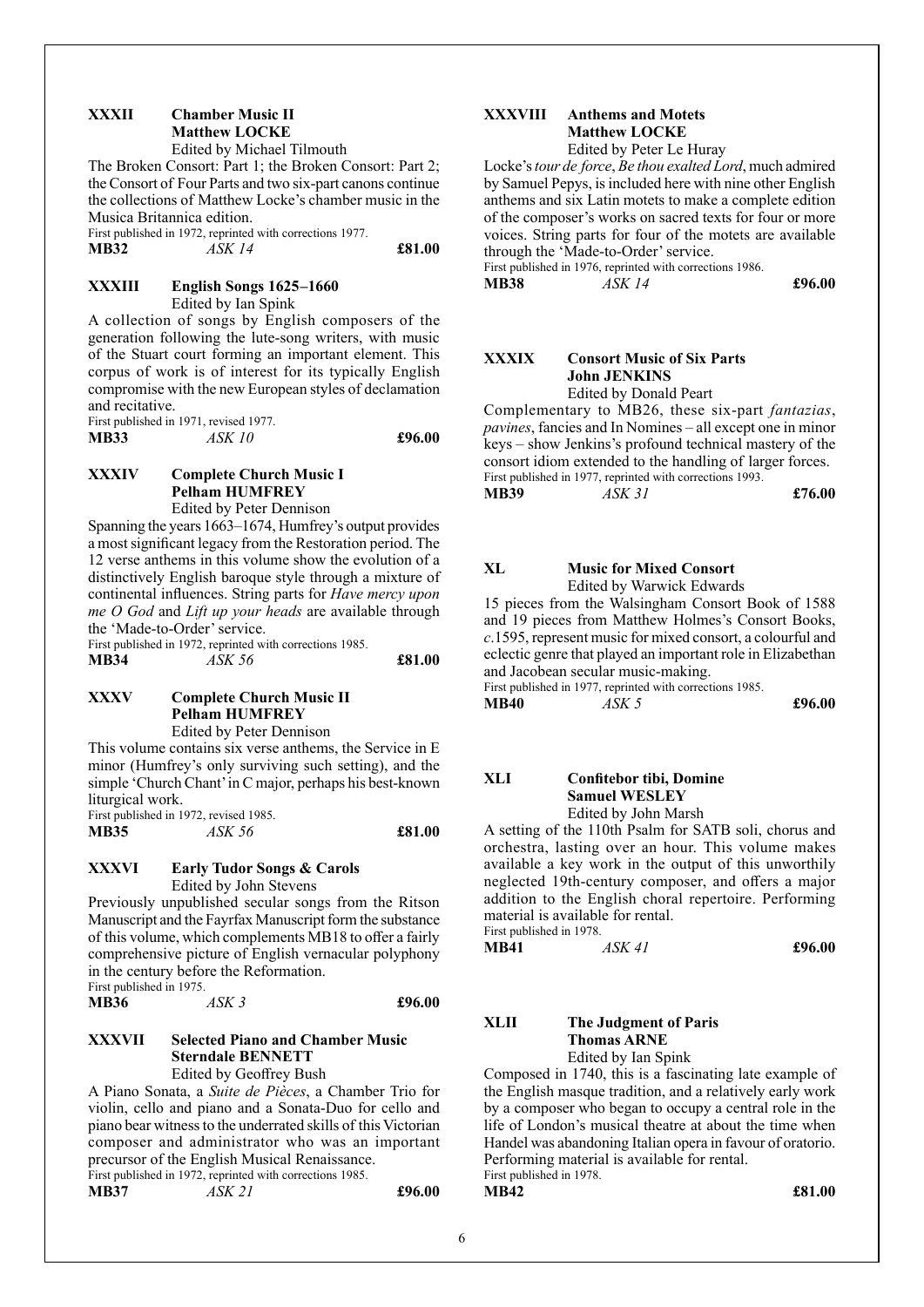### XXXII Chamber Music II
**Matthew LOCKE**
Edited by Michael Tilmouth

The Broken Consort: Part 1; the Broken Consort: Part 2; the Consort of Four Parts and two six-part canons continue the collections of Matthew Locke's chamber music in the Musica Britannica edition.

First published in 1972, reprinted with corrections 1977.

**MB32** *ASK 14* **£81.00**

### XXXIII English Songs 1625–1660
Edited by Ian Spink

A collection of songs by English composers of the generation following the lute-song writers, with music of the Stuart court forming an important element. This corpus of work is of interest for its typically English compromise with the new European styles of declamation and recitative.

First published in 1971, revised 1977.

**MB33** *ASK 10* **£96.00**

### XXXIV Complete Church Music I
**Pelham HUMFREY**
Edited by Peter Dennison

Spanning the years 1663–1674, Humfrey's output provides a most significant legacy from the Restoration period. The 12 verse anthems in this volume show the evolution of a distinctively English baroque style through a mixture of continental influences. String parts for *Have mercy upon me O God* and *Lift up your heads* are available through the 'Made-to-Order' service.

First published in 1972, reprinted with corrections 1985.

**MB34** *ASK 56* **£81.00**

### XXXV Complete Church Music II
**Pelham HUMFREY**
Edited by Peter Dennison

This volume contains six verse anthems, the Service in E minor (Humfrey's only surviving such setting), and the simple 'Church Chant' in C major, perhaps his best-known liturgical work.

First published in 1972, revised 1985.

**MB35** *ASK 56* **£81.00**

### XXXVI Early Tudor Songs & Carols
Edited by John Stevens

Previously unpublished secular songs from the Ritson Manuscript and the Fayrfax Manuscript form the substance of this volume, which complements MB18 to offer a fairly comprehensive picture of English vernacular polyphony in the century before the Reformation.

First published in 1975.

**MB36** *ASK 3* **£96.00**

### XXXVII Selected Piano and Chamber Music
**Sterndale BENNETT**
Edited by Geoffrey Bush

A Piano Sonata, a *Suite de Pièces*, a Chamber Trio for violin, cello and piano and a Sonata-Duo for cello and piano bear witness to the underrated skills of this Victorian composer and administrator who was an important precursor of the English Musical Renaissance.

First published in 1972, reprinted with corrections 1985.

**MB37** *ASK 21* **£96.00**

### XXXVIII Anthems and Motets
**Matthew LOCKE**
Edited by Peter Le Huray

Locke's *tour de force*, *Be thou exalted Lord*, much admired by Samuel Pepys, is included here with nine other English anthems and six Latin motets to make a complete edition of the composer's works on sacred texts for four or more voices. String parts for four of the motets are available through the 'Made-to-Order' service.

First published in 1976, reprinted with corrections 1986.

**MB38** *ASK 14* **£96.00**

### XXXIX Consort Music of Six Parts
**John JENKINS**
Edited by Donald Peart

Complementary to MB26, these six-part *fantazias*, *pavines*, fancies and In Nomines – all except one in minor keys – show Jenkins's profound technical mastery of the consort idiom extended to the handling of larger forces.

First published in 1977, reprinted with corrections 1993.

**MB39** *ASK 31* **£76.00**

### XL Music for Mixed Consort
Edited by Warwick Edwards

15 pieces from the Walsingham Consort Book of 1588 and 19 pieces from Matthew Holmes's Consort Books, *c.*1595, represent music for mixed consort, a colourful and eclectic genre that played an important role in Elizabethan and Jacobean secular music-making.

First published in 1977, reprinted with corrections 1985.

**MB40** *ASK 5* **£96.00**

### XLI Confitebor tibi, Domine
**Samuel WESLEY**
Edited by John Marsh

A setting of the 110th Psalm for SATB soli, chorus and orchestra, lasting over an hour. This volume makes available a key work in the output of this unworthily neglected 19th-century composer, and offers a major addition to the English choral repertoire. Performing material is available for rental.

First published in 1978.

**MB41** *ASK 41* **£96.00**

### XLII The Judgment of Paris
**Thomas ARNE**
Edited by Ian Spink

Composed in 1740, this is a fascinating late example of the English masque tradition, and a relatively early work by a composer who began to occupy a central role in the life of London's musical theatre at about the time when Handel was abandoning Italian opera in favour of oratorio. Performing material is available for rental.

First published in 1978.

**MB42** **£81.00**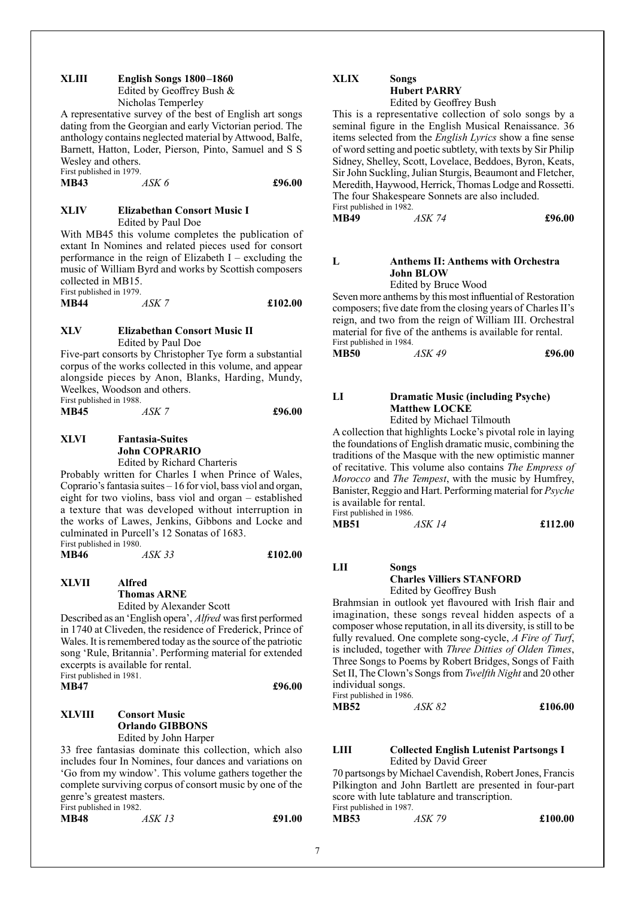### XLIII English Songs 1800–1860

Edited by Geoffrey Bush & Nicholas Temperley

A representative survey of the best of English art songs dating from the Georgian and early Victorian period. The anthology contains neglected material by Attwood, Balfe, Barnett, Hatton, Loder, Pierson, Pinto, Samuel and S S Wesley and others.

First published in 1979.

**MB43** *ASK 6* **£96.00**

### XLIV Elizabethan Consort Music I

Edited by Paul Doe

With MB45 this volume completes the publication of extant In Nomines and related pieces used for consort performance in the reign of Elizabeth I – excluding the music of William Byrd and works by Scottish composers collected in MB15.

First published in 1979.

**MB44** *ASK 7* **£102.00**

### XLV Elizabethan Consort Music II

Edited by Paul Doe

Five-part consorts by Christopher Tye form a substantial corpus of the works collected in this volume, and appear alongside pieces by Anon, Blanks, Harding, Mundy, Weelkes, Woodson and others.

First published in 1988.

**MB45** *ASK 7* **£96.00**

### XLVI Fantasia-Suites
**John COPRARIO**

Edited by Richard Charteris

Probably written for Charles I when Prince of Wales, Coprario's fantasia suites – 16 for viol, bass viol and organ, eight for two violins, bass viol and organ – established a texture that was developed without interruption in the works of Lawes, Jenkins, Gibbons and Locke and culminated in Purcell's 12 Sonatas of 1683.

First published in 1980.

**MB46** *ASK 33* **£102.00**

### XLVII Alfred
**Thomas ARNE**

Edited by Alexander Scott

Described as an 'English opera', *Alfred* was first performed in 1740 at Cliveden, the residence of Frederick, Prince of Wales. It is remembered today as the source of the patriotic song 'Rule, Britannia'. Performing material for extended excerpts is available for rental.

First published in 1981.

**MB47** **£96.00**

### XLVIII Consort Music
**Orlando GIBBONS**

Edited by John Harper

33 free fantasias dominate this collection, which also includes four In Nomines, four dances and variations on 'Go from my window'. This volume gathers together the complete surviving corpus of consort music by one of the genre's greatest masters.

First published in 1982.

**MB48** *ASK 13* **£91.00**

### XLIX Songs
**Hubert PARRY**

Edited by Geoffrey Bush

This is a representative collection of solo songs by a seminal figure in the English Musical Renaissance. 36 items selected from the *English Lyrics* show a fine sense of word setting and poetic subtlety, with texts by Sir Philip Sidney, Shelley, Scott, Lovelace, Beddoes, Byron, Keats, Sir John Suckling, Julian Sturgis, Beaumont and Fletcher, Meredith, Haywood, Herrick, Thomas Lodge and Rossetti. The four Shakespeare Sonnets are also included.

First published in 1982.

**MB49** *ASK 74* **£96.00**

### L Anthems II: Anthems with Orchestra
**John BLOW**

Edited by Bruce Wood

Seven more anthems by this most influential of Restoration composers; five date from the closing years of Charles II's reign, and two from the reign of William III. Orchestral material for five of the anthems is available for rental.

First published in 1984.

**MB50** *ASK 49* **£96.00**

### LI Dramatic Music (including Psyche)
**Matthew LOCKE**

Edited by Michael Tilmouth

A collection that highlights Locke's pivotal role in laying the foundations of English dramatic music, combining the traditions of the Masque with the new optimistic manner of recitative. This volume also contains *The Empress of Morocco* and *The Tempest*, with the music by Humfrey, Banister, Reggio and Hart. Performing material for *Psyche* is available for rental.

First published in 1986.

**MB51** *ASK 14* **£112.00**

### LII Songs
**Charles Villiers STANFORD**

Edited by Geoffrey Bush

Brahmsian in outlook yet flavoured with Irish flair and imagination, these songs reveal hidden aspects of a composer whose reputation, in all its diversity, is still to be fully revalued. One complete song-cycle, *A Fire of Turf*, is included, together with *Three Ditties of Olden Times*, Three Songs to Poems by Robert Bridges, Songs of Faith Set II, The Clown's Songs from *Twelfth Night* and 20 other individual songs.

First published in 1986.

**MB52** *ASK 82* **£106.00**

### LIII Collected English Lutenist Partsongs I

Edited by David Greer

70 partsongs by Michael Cavendish, Robert Jones, Francis Pilkington and John Bartlett are presented in four-part score with lute tablature and transcription.

First published in 1987.

**MB53** *ASK 79* **£100.00**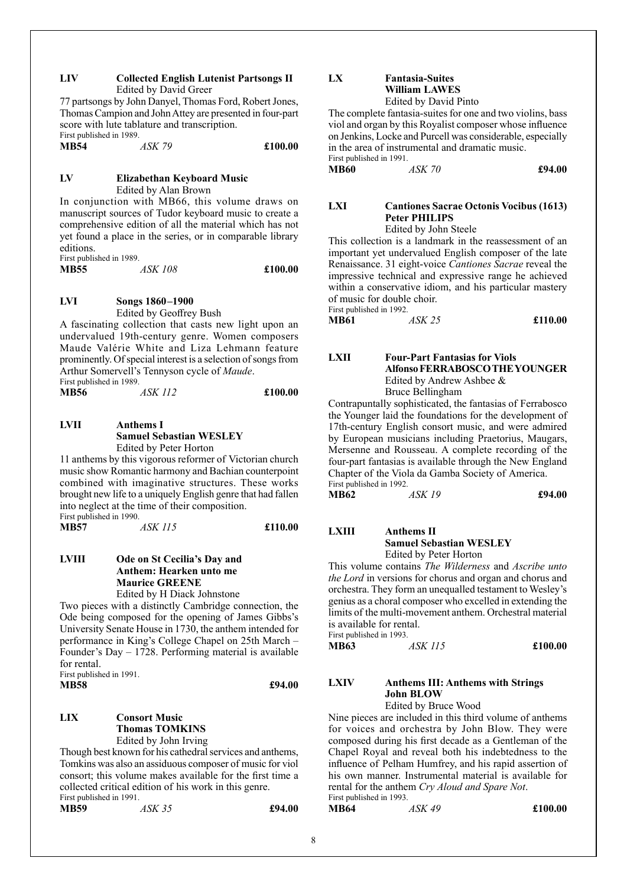### LIV Collected English Lutenist Partsongs II

Edited by David Greer

77 partsongs by John Danyel, Thomas Ford, Robert Jones, Thomas Campion and John Attey are presented in four-part score with lute tablature and transcription.

First published in 1989.

**MB54** *ASK 79* **£100.00**

### LV Elizabethan Keyboard Music

Edited by Alan Brown

In conjunction with MB66, this volume draws on manuscript sources of Tudor keyboard music to create a comprehensive edition of all the material which has not yet found a place in the series, or in comparable library editions.

First published in 1989.

**MB55** *ASK 108* **£100.00**

### LVI Songs 1860–1900

Edited by Geoffrey Bush

A fascinating collection that casts new light upon an undervalued 19th-century genre. Women composers Maude Valérie White and Liza Lehmann feature prominently. Of special interest is a selection of songs from Arthur Somervell's Tennyson cycle of *Maude*.

First published in 1989.

**MB56** *ASK 112* **£100.00**

### LVII Anthems I
**Samuel Sebastian WESLEY**

Edited by Peter Horton

11 anthems by this vigorous reformer of Victorian church music show Romantic harmony and Bachian counterpoint combined with imaginative structures. These works brought new life to a uniquely English genre that had fallen into neglect at the time of their composition.

First published in 1990.

**MB57** *ASK 115* **£110.00**

### LVIII Ode on St Cecilia's Day and Anthem: Hearken unto me
**Maurice GREENE**

Edited by H Diack Johnstone

Two pieces with a distinctly Cambridge connection, the Ode being composed for the opening of James Gibbs's University Senate House in 1730, the anthem intended for performance in King's College Chapel on 25th March – Founder's Day – 1728. Performing material is available for rental.

First published in 1991.

**MB58** **£94.00**

### LIX Consort Music
**Thomas TOMKINS**

Edited by John Irving

Though best known for his cathedral services and anthems, Tomkins was also an assiduous composer of music for viol consort; this volume makes available for the first time a collected critical edition of his work in this genre.

First published in 1991.

**MB59** *ASK 35* **£94.00**

### LX Fantasia-Suites
**William LAWES**

Edited by David Pinto

The complete fantasia-suites for one and two violins, bass viol and organ by this Royalist composer whose influence on Jenkins, Locke and Purcell was considerable, especially in the area of instrumental and dramatic music.

First published in 1991.

**MB60** *ASK 70* **£94.00**

### LXI Cantiones Sacrae Octonis Vocibus (1613)
**Peter PHILIPS**

Edited by John Steele

This collection is a landmark in the reassessment of an important yet undervalued English composer of the late Renaissance. 31 eight-voice *Cantiones Sacrae* reveal the impressive technical and expressive range he achieved within a conservative idiom, and his particular mastery of music for double choir.

First published in 1992.

**MB61** *ASK 25* **£110.00**

### LXII Four-Part Fantasias for Viols
**Alfonso FERRABOSCO THE YOUNGER**

Edited by Andrew Ashbee & Bruce Bellingham

Contrapuntally sophisticated, the fantasias of Ferrabosco the Younger laid the foundations for the development of 17th-century English consort music, and were admired by European musicians including Praetorius, Maugars, Mersenne and Rousseau. A complete recording of the four-part fantasias is available through the New England Chapter of the Viola da Gamba Society of America.

First published in 1992.

**MB62** *ASK 19* **£94.00**

### LXIII Anthems II
**Samuel Sebastian WESLEY**

Edited by Peter Horton

This volume contains *The Wilderness* and *Ascribe unto the Lord* in versions for chorus and organ and chorus and orchestra. They form an unequalled testament to Wesley's genius as a choral composer who excelled in extending the limits of the multi-movement anthem. Orchestral material is available for rental.

First published in 1993.

**MB63** *ASK 115* **£100.00**

### LXIV Anthems III: Anthems with Strings
**John BLOW**

Edited by Bruce Wood

Nine pieces are included in this third volume of anthems for voices and orchestra by John Blow. They were composed during his first decade as a Gentleman of the Chapel Royal and reveal both his indebtedness to the influence of Pelham Humfrey, and his rapid assertion of his own manner. Instrumental material is available for rental for the anthem *Cry Aloud and Spare Not*.

First published in 1993.

**MB64** *ASK 49* **£100.00**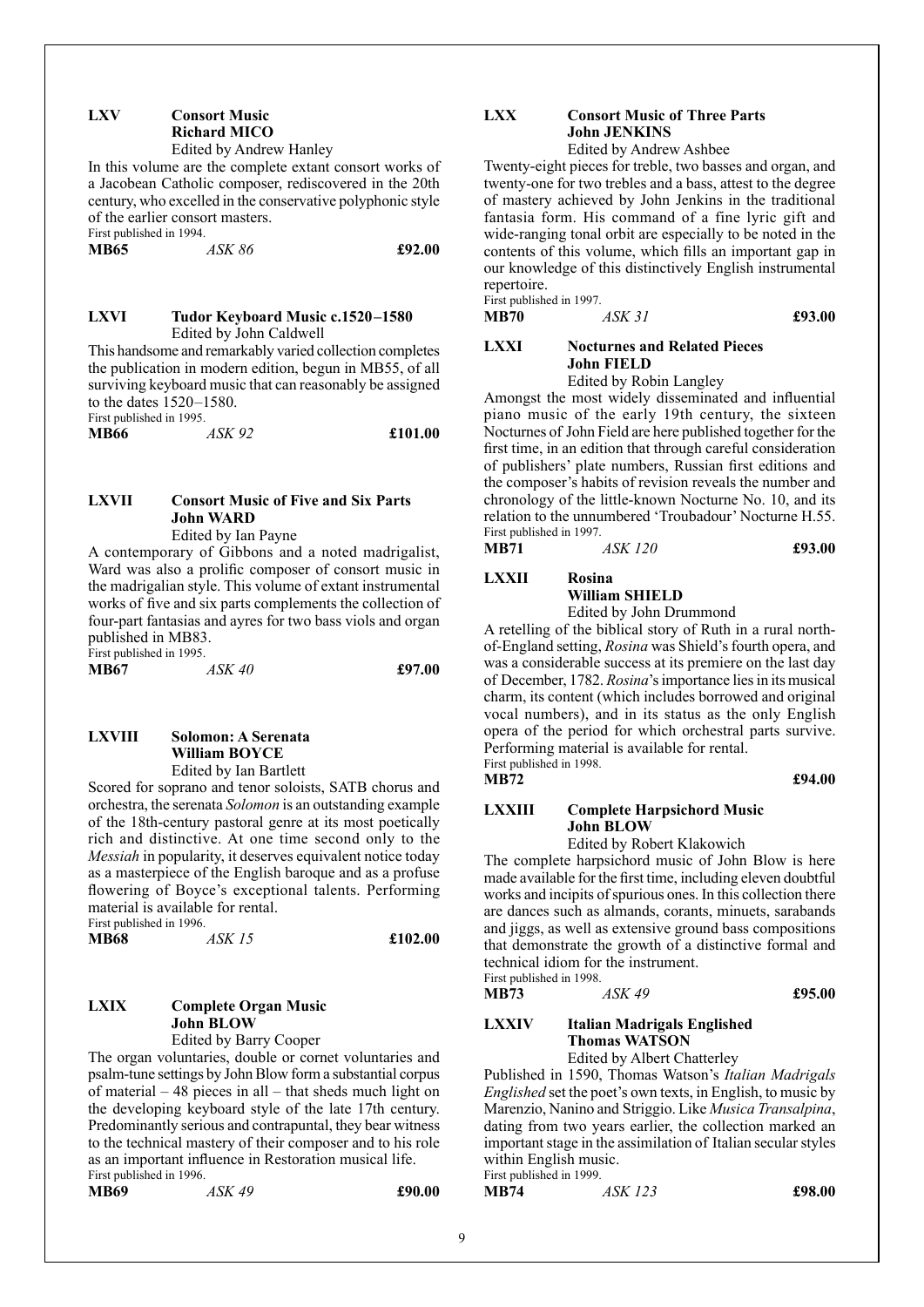## LXV Consort Music
**Richard MICO**
Edited by Andrew Hanley

In this volume are the complete extant consort works of a Jacobean Catholic composer, rediscovered in the 20th century, who excelled in the conservative polyphonic style of the earlier consort masters.

First published in 1994.

**MB65** *ASK 86* **£92.00**

## LXVI Tudor Keyboard Music c.1520–1580
Edited by John Caldwell

This handsome and remarkably varied collection completes the publication in modern edition, begun in MB55, of all surviving keyboard music that can reasonably be assigned to the dates 1520–1580.

First published in 1995.

**MB66** *ASK 92* **£101.00**

## LXVII Consort Music of Five and Six Parts
**John WARD**
Edited by Ian Payne

A contemporary of Gibbons and a noted madrigalist, Ward was also a prolific composer of consort music in the madrigalian style. This volume of extant instrumental works of five and six parts complements the collection of four-part fantasias and ayres for two bass viols and organ published in MB83.

First published in 1995.

**MB67** *ASK 40* **£97.00**

## LXVIII Solomon: A Serenata
**William BOYCE**
Edited by Ian Bartlett

Scored for soprano and tenor soloists, SATB chorus and orchestra, the serenata *Solomon* is an outstanding example of the 18th-century pastoral genre at its most poetically rich and distinctive. At one time second only to the *Messiah* in popularity, it deserves equivalent notice today as a masterpiece of the English baroque and as a profuse flowering of Boyce's exceptional talents. Performing material is available for rental.

First published in 1996.

**MB68** *ASK 15* **£102.00**

## LXIX Complete Organ Music
**John BLOW**
Edited by Barry Cooper

The organ voluntaries, double or cornet voluntaries and psalm-tune settings by John Blow form a substantial corpus of material – 48 pieces in all – that sheds much light on the developing keyboard style of the late 17th century. Predominantly serious and contrapuntal, they bear witness to the technical mastery of their composer and to his role as an important influence in Restoration musical life.

First published in 1996.

**MB69** *ASK 49* **£90.00**

## LXX Consort Music of Three Parts
**John JENKINS**
Edited by Andrew Ashbee

Twenty-eight pieces for treble, two basses and organ, and twenty-one for two trebles and a bass, attest to the degree of mastery achieved by John Jenkins in the traditional fantasia form. His command of a fine lyric gift and wide-ranging tonal orbit are especially to be noted in the contents of this volume, which fills an important gap in our knowledge of this distinctively English instrumental repertoire.

First published in 1997.

**MB70** *ASK 31* **£93.00**

## LXXI Nocturnes and Related Pieces
**John FIELD**
Edited by Robin Langley

Amongst the most widely disseminated and influential piano music of the early 19th century, the sixteen Nocturnes of John Field are here published together for the first time, in an edition that through careful consideration of publishers' plate numbers, Russian first editions and the composer's habits of revision reveals the number and chronology of the little-known Nocturne No. 10, and its relation to the unnumbered 'Troubadour' Nocturne H.55.

First published in 1997.

**MB71** *ASK 120* **£93.00**

## LXXII Rosina
**William SHIELD**
Edited by John Drummond

A retelling of the biblical story of Ruth in a rural north-of-England setting, *Rosina* was Shield's fourth opera, and was a considerable success at its premiere on the last day of December, 1782. *Rosina*'s importance lies in its musical charm, its content (which includes borrowed and original vocal numbers), and in its status as the only English opera of the period for which orchestral parts survive. Performing material is available for rental.

First published in 1998.

**MB72** **£94.00**

## LXXIII Complete Harpsichord Music
**John BLOW**
Edited by Robert Klakowich

The complete harpsichord music of John Blow is here made available for the first time, including eleven doubtful works and incipits of spurious ones. In this collection there are dances such as almands, corants, minuets, sarabands and jiggs, as well as extensive ground bass compositions that demonstrate the growth of a distinctive formal and technical idiom for the instrument.

First published in 1998.

**MB73** *ASK 49* **£95.00**

## LXXIV Italian Madrigals Englished
**Thomas WATSON**
Edited by Albert Chatterley

Published in 1590, Thomas Watson's *Italian Madrigals Englished* set the poet's own texts, in English, to music by Marenzio, Nanino and Striggio. Like *Musica Transalpina*, dating from two years earlier, the collection marked an important stage in the assimilation of Italian secular styles within English music.

First published in 1999.

**MB74** *ASK 123* **£98.00**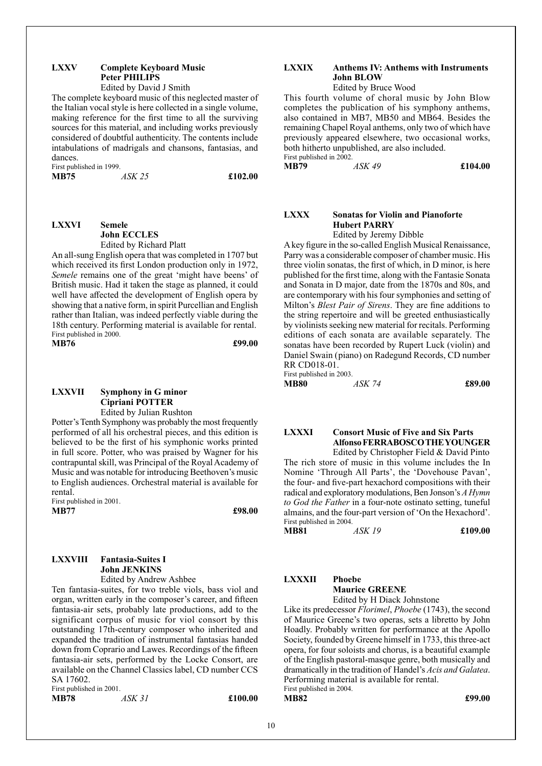### LXXV Complete Keyboard Music
**Peter PHILIPS**
Edited by David J Smith

The complete keyboard music of this neglected master of the Italian vocal style is here collected in a single volume, making reference for the first time to all the surviving sources for this material, and including works previously considered of doubtful authenticity. The contents include intabulations of madrigals and chansons, fantasias, and dances.

First published in 1999.

**MB75** *ASK 25* **£102.00**

### LXXVI Semele
**John ECCLES**
Edited by Richard Platt

An all-sung English opera that was completed in 1707 but which received its first London production only in 1972, *Semele* remains one of the great 'might have beens' of British music. Had it taken the stage as planned, it could well have affected the development of English opera by showing that a native form, in spirit Purcellian and English rather than Italian, was indeed perfectly viable during the 18th century. Performing material is available for rental.

First published in 2000.

**MB76** **£99.00**

### LXXVII Symphony in G minor
**Cipriani POTTER**
Edited by Julian Rushton

Potter's Tenth Symphony was probably the most frequently performed of all his orchestral pieces, and this edition is believed to be the first of his symphonic works printed in full score. Potter, who was praised by Wagner for his contrapuntal skill, was Principal of the Royal Academy of Music and was notable for introducing Beethoven's music to English audiences. Orchestral material is available for rental.

First published in 2001.

**MB77** **£98.00**

### LXXVIII Fantasia-Suites I
**John JENKINS**
Edited by Andrew Ashbee

Ten fantasia-suites, for two treble viols, bass viol and organ, written early in the composer's career, and fifteen fantasia-air sets, probably late productions, add to the significant corpus of music for viol consort by this outstanding 17th-century composer who inherited and expanded the tradition of instrumental fantasias handed down from Coprario and Lawes. Recordings of the fifteen fantasia-air sets, performed by the Locke Consort, are available on the Channel Classics label, CD number CCS SA 17602.

First published in 2001.

**MB78** *ASK 31* **£100.00**

### LXXIX Anthems IV: Anthems with Instruments
**John BLOW**
Edited by Bruce Wood

This fourth volume of choral music by John Blow completes the publication of his symphony anthems, also contained in MB7, MB50 and MB64. Besides the remaining Chapel Royal anthems, only two of which have previously appeared elsewhere, two occasional works, both hitherto unpublished, are also included.

First published in 2002.

**MB79** *ASK 49* **£104.00**

### LXXX Sonatas for Violin and Pianoforte
**Hubert PARRY**
Edited by Jeremy Dibble

A key figure in the so-called English Musical Renaissance, Parry was a considerable composer of chamber music. His three violin sonatas, the first of which, in D minor, is here published for the first time, along with the Fantasie Sonata and Sonata in D major, date from the 1870s and 80s, and are contemporary with his four symphonies and setting of Milton's *Blest Pair of Sirens*. They are fine additions to the string repertoire and will be greeted enthusiastically by violinists seeking new material for recitals. Performing editions of each sonata are available separately. The sonatas have been recorded by Rupert Luck (violin) and Daniel Swain (piano) on Radegund Records, CD number RR CD018-01.

First published in 2003.

**MB80** *ASK 74* **£89.00**

### LXXXI Consort Music of Five and Six Parts
**Alfonso FERRABOSCO THE YOUNGER**
Edited by Christopher Field & David Pinto

The rich store of music in this volume includes the In Nomine 'Through All Parts', the 'Dovehouse Pavan', the four- and five-part hexachord compositions with their radical and exploratory modulations, Ben Jonson's *A Hymn to God the Father* in a four-note ostinato setting, tuneful almains, and the four-part version of 'On the Hexachord'.

First published in 2004.

**MB81** *ASK 19* **£109.00**

### LXXXII Phoebe
**Maurice GREENE**
Edited by H Diack Johnstone

Like its predecessor *Florimel*, *Phoebe* (1743), the second of Maurice Greene's two operas, sets a libretto by John Hoadly. Probably written for performance at the Apollo Society, founded by Greene himself in 1733, this three-act opera, for four soloists and chorus, is a beautiful example of the English pastoral-masque genre, both musically and dramatically in the tradition of Handel's *Acis and Galatea*. Performing material is available for rental.

First published in 2004.

**MB82** **£99.00**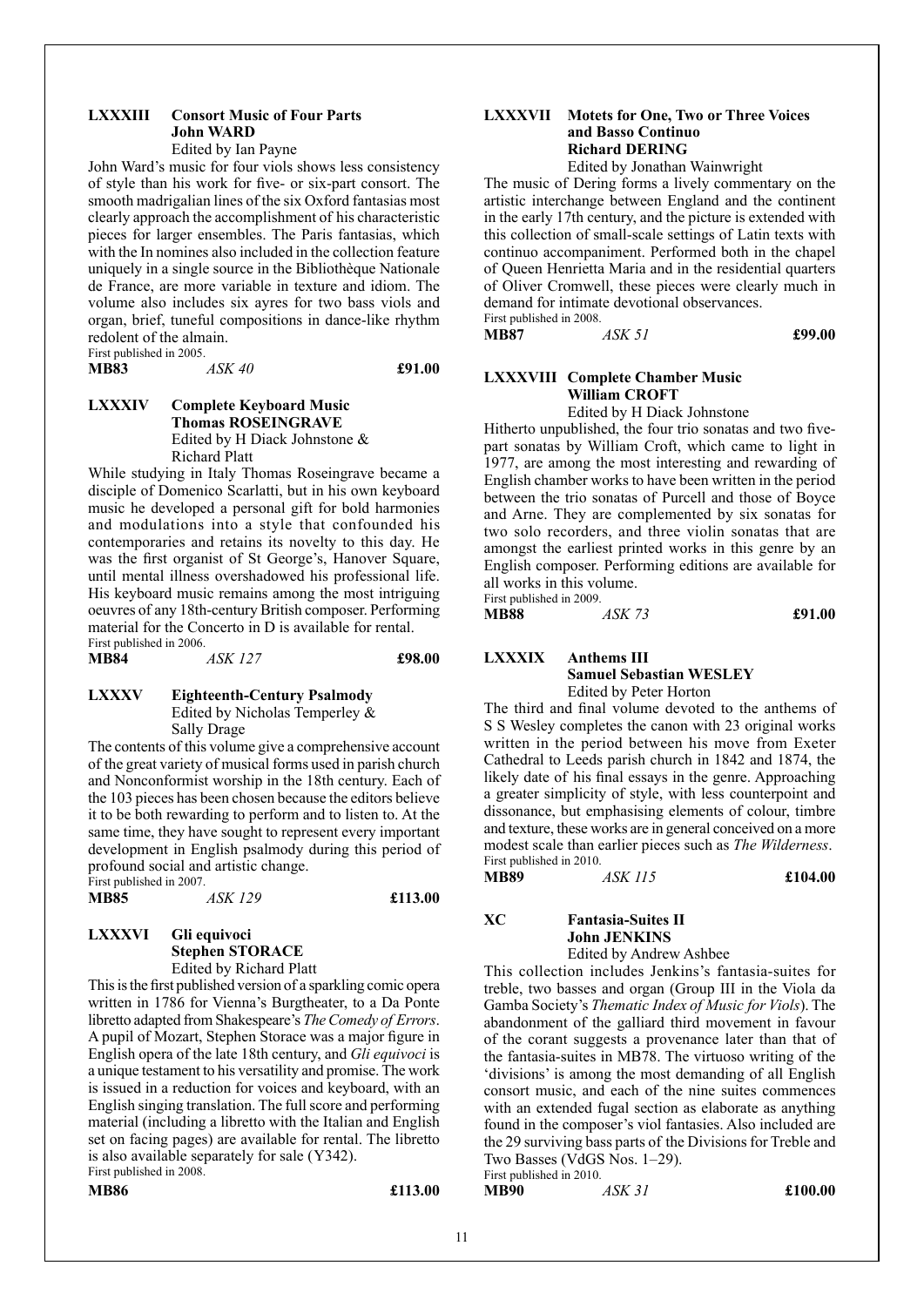### LXXXIII Consort Music of Four Parts
**John WARD**
Edited by Ian Payne

John Ward's music for four viols shows less consistency of style than his work for five- or six-part consort. The smooth madrigalian lines of the six Oxford fantasias most clearly approach the accomplishment of his characteristic pieces for larger ensembles. The Paris fantasias, which with the In nomines also included in the collection feature uniquely in a single source in the Bibliothèque Nationale de France, are more variable in texture and idiom. The volume also includes six ayres for two bass viols and organ, brief, tuneful compositions in dance-like rhythm redolent of the almain.

First published in 2005.

**MB83** *ASK 40* **£91.00**

### LXXXIV Complete Keyboard Music
**Thomas ROSEINGRAVE**
Edited by H Diack Johnstone & Richard Platt

While studying in Italy Thomas Roseingrave became a disciple of Domenico Scarlatti, but in his own keyboard music he developed a personal gift for bold harmonies and modulations into a style that confounded his contemporaries and retains its novelty to this day. He was the first organist of St George's, Hanover Square, until mental illness overshadowed his professional life. His keyboard music remains among the most intriguing oeuvres of any 18th-century British composer. Performing material for the Concerto in D is available for rental.

First published in 2006.

**MB84** *ASK 127* **£98.00**

### LXXXV Eighteenth-Century Psalmody
Edited by Nicholas Temperley & Sally Drage

The contents of this volume give a comprehensive account of the great variety of musical forms used in parish church and Nonconformist worship in the 18th century. Each of the 103 pieces has been chosen because the editors believe it to be both rewarding to perform and to listen to. At the same time, they have sought to represent every important development in English psalmody during this period of profound social and artistic change.

First published in 2007.

**MB85** *ASK 129* **£113.00**

### LXXXVI Gli equivoci
**Stephen STORACE**
Edited by Richard Platt

This is the first published version of a sparkling comic opera written in 1786 for Vienna's Burgtheater, to a Da Ponte libretto adapted from Shakespeare's *The Comedy of Errors*. A pupil of Mozart, Stephen Storace was a major figure in English opera of the late 18th century, and *Gli equivoci* is a unique testament to his versatility and promise. The work is issued in a reduction for voices and keyboard, with an English singing translation. The full score and performing material (including a libretto with the Italian and English set on facing pages) are available for rental. The libretto is also available separately for sale (Y342).

First published in 2008.

**MB86** **£113.00**

### LXXXVII Motets for One, Two or Three Voices and Basso Continuo
**Richard DERING**
Edited by Jonathan Wainwright

The music of Dering forms a lively commentary on the artistic interchange between England and the continent in the early 17th century, and the picture is extended with this collection of small-scale settings of Latin texts with continuo accompaniment. Performed both in the chapel of Queen Henrietta Maria and in the residential quarters of Oliver Cromwell, these pieces were clearly much in demand for intimate devotional observances.

First published in 2008.

**MB87** *ASK 51* **£99.00**

### LXXXVIII Complete Chamber Music
**William CROFT**
Edited by H Diack Johnstone

Hitherto unpublished, the four trio sonatas and two five-part sonatas by William Croft, which came to light in 1977, are among the most interesting and rewarding of English chamber works to have been written in the period between the trio sonatas of Purcell and those of Boyce and Arne. They are complemented by six sonatas for two solo recorders, and three violin sonatas that are amongst the earliest printed works in this genre by an English composer. Performing editions are available for all works in this volume.

First published in 2009.

**MB88** *ASK 73* **£91.00**

### LXXXIX Anthems III
**Samuel Sebastian WESLEY**
Edited by Peter Horton

The third and final volume devoted to the anthems of S S Wesley completes the canon with 23 original works written in the period between his move from Exeter Cathedral to Leeds parish church in 1842 and 1874, the likely date of his final essays in the genre. Approaching a greater simplicity of style, with less counterpoint and dissonance, but emphasising elements of colour, timbre and texture, these works are in general conceived on a more modest scale than earlier pieces such as *The Wilderness*.

First published in 2010.

**MB89** *ASK 115* **£104.00**

### XC Fantasia-Suites II
**John JENKINS**
Edited by Andrew Ashbee

This collection includes Jenkins's fantasia-suites for treble, two basses and organ (Group III in the Viola da Gamba Society's *Thematic Index of Music for Viols*). The abandonment of the galliard third movement in favour of the corant suggests a provenance later than that of the fantasia-suites in MB78. The virtuoso writing of the 'divisions' is among the most demanding of all English consort music, and each of the nine suites commences with an extended fugal section as elaborate as anything found in the composer's viol fantasies. Also included are the 29 surviving bass parts of the Divisions for Treble and Two Basses (VdGS Nos. 1–29).

First published in 2010.

**MB90** *ASK 31* **£100.00**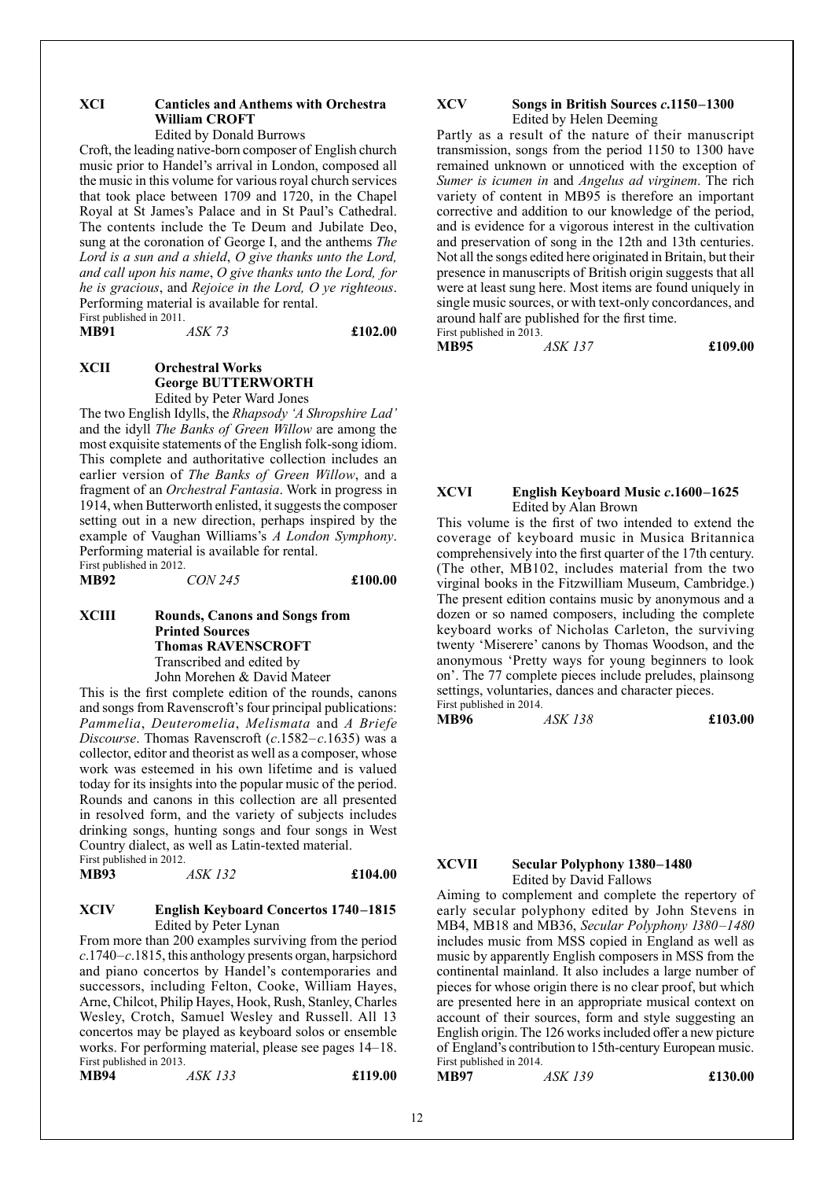## XCI Canticles and Anthems with Orchestra

**William CROFT**

Edited by Donald Burrows

Croft, the leading native-born composer of English church music prior to Handel's arrival in London, composed all the music in this volume for various royal church services that took place between 1709 and 1720, in the Chapel Royal at St James's Palace and in St Paul's Cathedral. The contents include the Te Deum and Jubilate Deo, sung at the coronation of George I, and the anthems *The Lord is a sun and a shield*, *O give thanks unto the Lord, and call upon his name*, *O give thanks unto the Lord, for he is gracious*, and *Rejoice in the Lord, O ye righteous*. Performing material is available for rental.

First published in 2011.

**MB91** *ASK 73* **£102.00**

## XCII Orchestral Works

**George BUTTERWORTH**

Edited by Peter Ward Jones

The two English Idylls, the *Rhapsody 'A Shropshire Lad'* and the idyll *The Banks of Green Willow* are among the most exquisite statements of the English folk-song idiom. This complete and authoritative collection includes an earlier version of *The Banks of Green Willow*, and a fragment of an *Orchestral Fantasia*. Work in progress in 1914, when Butterworth enlisted, it suggests the composer setting out in a new direction, perhaps inspired by the example of Vaughan Williams's *A London Symphony*. Performing material is available for rental.

First published in 2012.

**MB92** *CON 245* **£100.00**

## XCIII Rounds, Canons and Songs from Printed Sources

**Thomas RAVENSCROFT**

Transcribed and edited by
John Morehen & David Mateer

This is the first complete edition of the rounds, canons and songs from Ravenscroft's four principal publications: *Pammelia*, *Deuteromelia*, *Melismata* and *A Briefe Discourse*. Thomas Ravenscroft (*c*.1582–*c*.1635) was a collector, editor and theorist as well as a composer, whose work was esteemed in his own lifetime and is valued today for its insights into the popular music of the period. Rounds and canons in this collection are all presented in resolved form, and the variety of subjects includes drinking songs, hunting songs and four songs in West Country dialect, as well as Latin-texted material.

First published in 2012.

**MB93** *ASK 132* **£104.00**

## XCIV English Keyboard Concertos 1740–1815

Edited by Peter Lynan

From more than 200 examples surviving from the period *c*.1740–*c*.1815, this anthology presents organ, harpsichord and piano concertos by Handel's contemporaries and successors, including Felton, Cooke, William Hayes, Arne, Chilcot, Philip Hayes, Hook, Rush, Stanley, Charles Wesley, Crotch, Samuel Wesley and Russell. All 13 concertos may be played as keyboard solos or ensemble works. For performing material, please see pages 14–18.

First published in 2013.

**MB94** *ASK 133* **£119.00**

## XCV Songs in British Sources *c*.1150–1300

Edited by Helen Deeming

Partly as a result of the nature of their manuscript transmission, songs from the period 1150 to 1300 have remained unknown or unnoticed with the exception of *Sumer is icumen in* and *Angelus ad virginem*. The rich variety of content in MB95 is therefore an important corrective and addition to our knowledge of the period, and is evidence for a vigorous interest in the cultivation and preservation of song in the 12th and 13th centuries. Not all the songs edited here originated in Britain, but their presence in manuscripts of British origin suggests that all were at least sung here. Most items are found uniquely in single music sources, or with text-only concordances, and around half are published for the first time.

First published in 2013.

**MB95** *ASK 137* **£109.00**

## XCVI English Keyboard Music *c*.1600–1625

Edited by Alan Brown

This volume is the first of two intended to extend the coverage of keyboard music in Musica Britannica comprehensively into the first quarter of the 17th century. (The other, MB102, includes material from the two virginal books in the Fitzwilliam Museum, Cambridge.) The present edition contains music by anonymous and a dozen or so named composers, including the complete keyboard works of Nicholas Carleton, the surviving twenty 'Miserere' canons by Thomas Woodson, and the anonymous 'Pretty ways for young beginners to look on'. The 77 complete pieces include preludes, plainsong settings, voluntaries, dances and character pieces.

First published in 2014.

**MB96** *ASK 138* **£103.00**

## XCVII Secular Polyphony 1380–1480

Edited by David Fallows

Aiming to complement and complete the repertory of early secular polyphony edited by John Stevens in MB4, MB18 and MB36, *Secular Polyphony 1380–1480* includes music from MSS copied in England as well as music by apparently English composers in MSS from the continental mainland. It also includes a large number of pieces for whose origin there is no clear proof, but which are presented here in an appropriate musical context on account of their sources, form and style suggesting an English origin. The 126 works included offer a new picture of England's contribution to 15th-century European music.

First published in 2014.

**MB97** *ASK 139* **£130.00**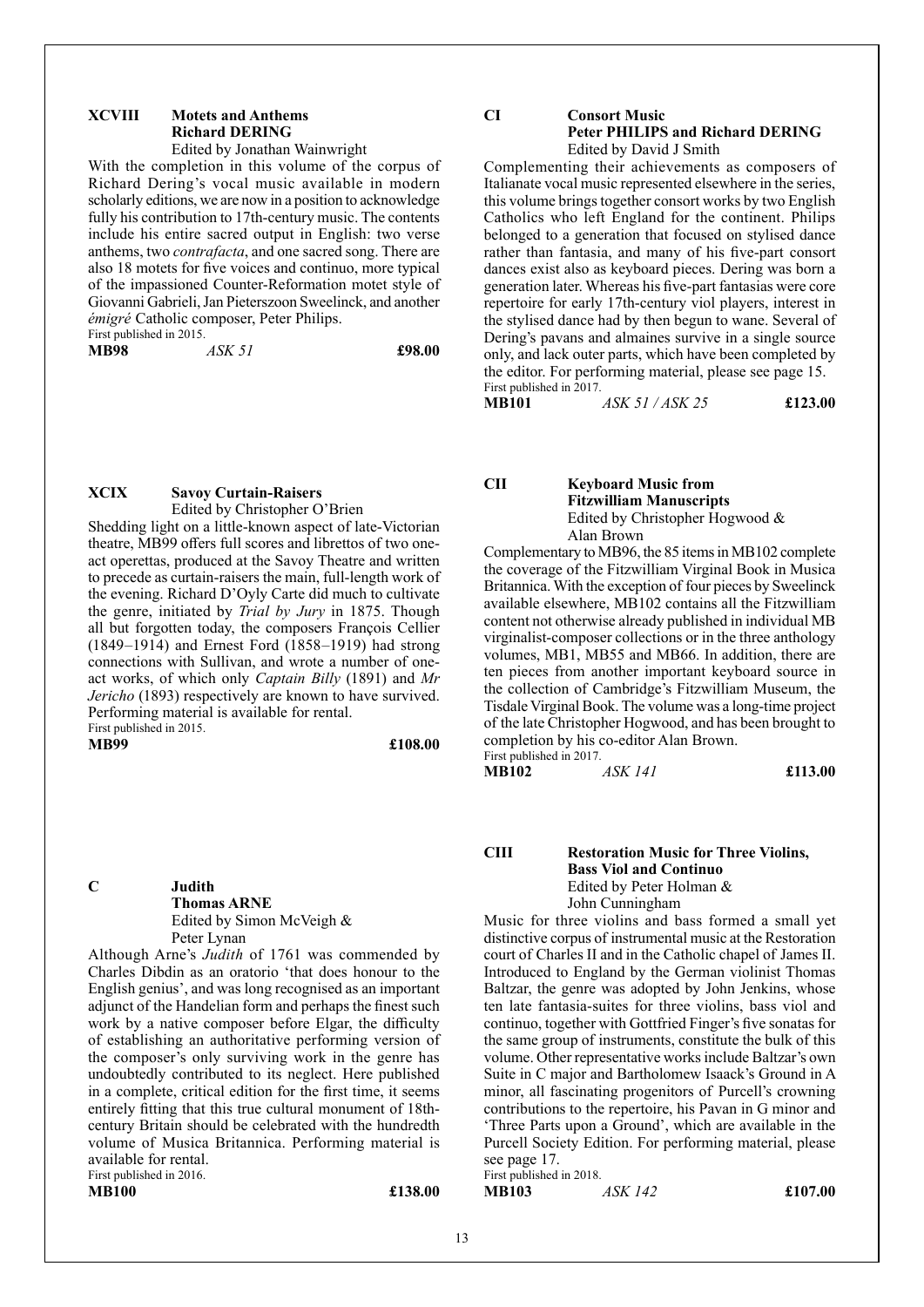### XCVIII Motets and Anthems
**Richard DERING**
Edited by Jonathan Wainwright

With the completion in this volume of the corpus of Richard Dering's vocal music available in modern scholarly editions, we are now in a position to acknowledge fully his contribution to 17th-century music. The contents include his entire sacred output in English: two verse anthems, two *contrafacta*, and one sacred song. There are also 18 motets for five voices and continuo, more typical of the impassioned Counter-Reformation motet style of Giovanni Gabrieli, Jan Pieterszoon Sweelinck, and another *émigré* Catholic composer, Peter Philips.

First published in 2015.

**MB98** *ASK 51* **£98.00**

### XCIX Savoy Curtain-Raisers
Edited by Christopher O'Brien

Shedding light on a little-known aspect of late-Victorian theatre, MB99 offers full scores and librettos of two one-act operettas, produced at the Savoy Theatre and written to precede as curtain-raisers the main, full-length work of the evening. Richard D'Oyly Carte did much to cultivate the genre, initiated by *Trial by Jury* in 1875. Though all but forgotten today, the composers François Cellier (1849–1914) and Ernest Ford (1858–1919) had strong connections with Sullivan, and wrote a number of one-act works, of which only *Captain Billy* (1891) and *Mr Jericho* (1893) respectively are known to have survived. Performing material is available for rental.

First published in 2015.

**MB99** **£108.00**

### C Judith
**Thomas ARNE**
Edited by Simon McVeigh & Peter Lynan

Although Arne's *Judith* of 1761 was commended by Charles Dibdin as an oratorio 'that does honour to the English genius', and was long recognised as an important adjunct of the Handelian form and perhaps the finest such work by a native composer before Elgar, the difficulty of establishing an authoritative performing version of the composer's only surviving work in the genre has undoubtedly contributed to its neglect. Here published in a complete, critical edition for the first time, it seems entirely fitting that this true cultural monument of 18th-century Britain should be celebrated with the hundredth volume of Musica Britannica. Performing material is available for rental.

First published in 2016.

**MB100** **£138.00**

### CI Consort Music
**Peter PHILIPS and Richard DERING**
Edited by David J Smith

Complementing their achievements as composers of Italianate vocal music represented elsewhere in the series, this volume brings together consort works by two English Catholics who left England for the continent. Philips belonged to a generation that focused on stylised dance rather than fantasia, and many of his five-part consort dances exist also as keyboard pieces. Dering was born a generation later. Whereas his five-part fantasias were core repertoire for early 17th-century viol players, interest in the stylised dance had by then begun to wane. Several of Dering's pavans and almaines survive in a single source only, and lack outer parts, which have been completed by the editor. For performing material, please see page 15.

First published in 2017.

**MB101** *ASK 51 / ASK 25* **£123.00**

### CII Keyboard Music from Fitzwilliam Manuscripts
Edited by Christopher Hogwood & Alan Brown

Complementary to MB96, the 85 items in MB102 complete the coverage of the Fitzwilliam Virginal Book in Musica Britannica. With the exception of four pieces by Sweelinck available elsewhere, MB102 contains all the Fitzwilliam content not otherwise already published in individual MB virginalist-composer collections or in the three anthology volumes, MB1, MB55 and MB66. In addition, there are ten pieces from another important keyboard source in the collection of Cambridge's Fitzwilliam Museum, the Tisdale Virginal Book. The volume was a long-time project of the late Christopher Hogwood, and has been brought to completion by his co-editor Alan Brown.

First published in 2017.

**MB102** *ASK 141* **£113.00**

### CIII Restoration Music for Three Violins, Bass Viol and Continuo
Edited by Peter Holman & John Cunningham

Music for three violins and bass formed a small yet distinctive corpus of instrumental music at the Restoration court of Charles II and in the Catholic chapel of James II. Introduced to England by the German violinist Thomas Baltzar, the genre was adopted by John Jenkins, whose ten late fantasia-suites for three violins, bass viol and continuo, together with Gottfried Finger's five sonatas for the same group of instruments, constitute the bulk of this volume. Other representative works include Baltzar's own Suite in C major and Bartholomew Isaack's Ground in A minor, all fascinating progenitors of Purcell's crowning contributions to the repertoire, his Pavan in G minor and 'Three Parts upon a Ground', which are available in the Purcell Society Edition. For performing material, please see page 17.

First published in 2018.

**MB103** *ASK 142* **£107.00**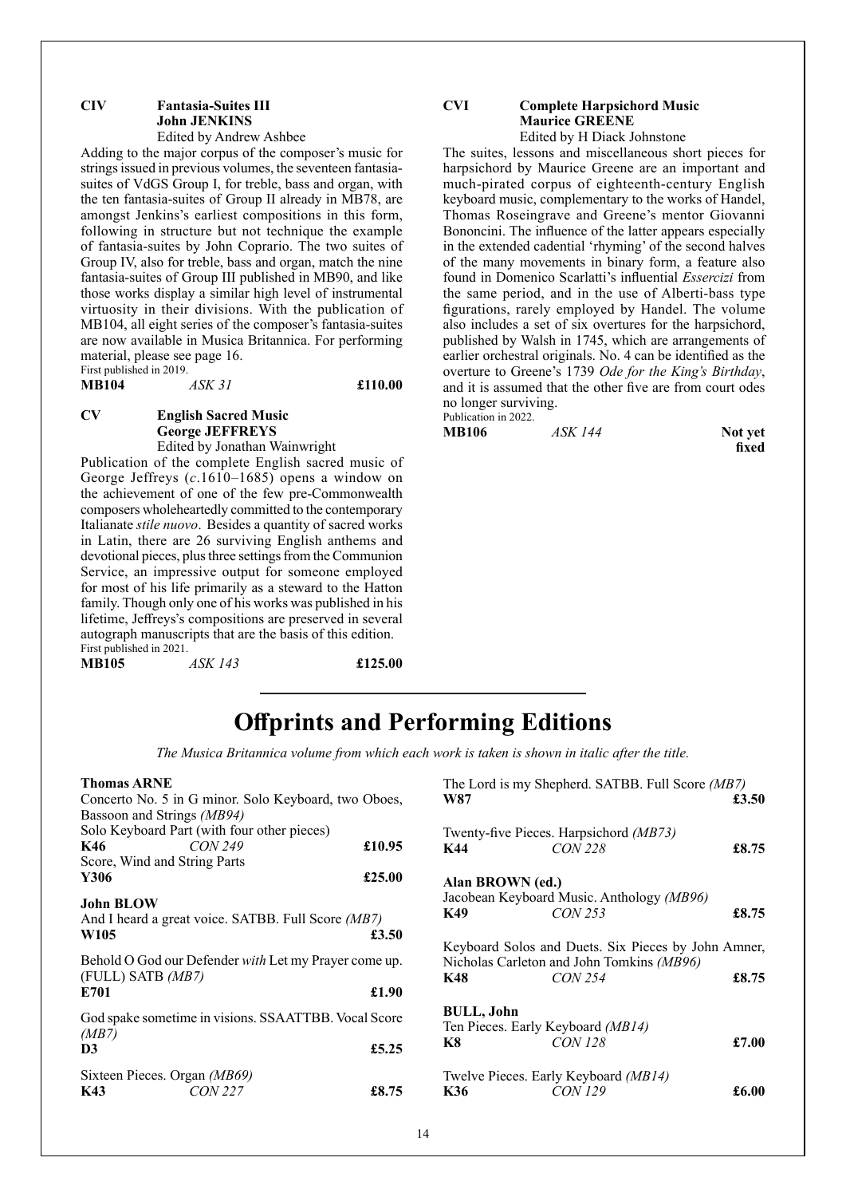**CIV** **Fantasia-Suites III**
**John JENKINS**
Edited by Andrew Ashbee

Adding to the major corpus of the composer's music for strings issued in previous volumes, the seventeen fantasia-suites of VdGS Group I, for treble, bass and organ, with the ten fantasia-suites of Group II already in MB78, are amongst Jenkins's earliest compositions in this form, following in structure but not technique the example of fantasia-suites by John Coprario. The two suites of Group IV, also for treble, bass and organ, match the nine fantasia-suites of Group III published in MB90, and like those works display a similar high level of instrumental virtuosity in their divisions. With the publication of MB104, all eight series of the composer's fantasia-suites are now available in Musica Britannica. For performing material, please see page 16.

First published in 2019.

**MB104** *ASK 31* **£110.00**

**CV** **English Sacred Music**
**George JEFFREYS**
Edited by Jonathan Wainwright

Publication of the complete English sacred music of George Jeffreys (*c*.1610–1685) opens a window on the achievement of one of the few pre-Commonwealth composers wholeheartedly committed to the contemporary Italianate *stile nuovo*. Besides a quantity of sacred works in Latin, there are 26 surviving English anthems and devotional pieces, plus three settings from the Communion Service, an impressive output for someone employed for most of his life primarily as a steward to the Hatton family. Though only one of his works was published in his lifetime, Jeffreys's compositions are preserved in several autograph manuscripts that are the basis of this edition.

First published in 2021.

**MB105** *ASK 143* **£125.00**

**CVI** **Complete Harpsichord Music**
**Maurice GREENE**
Edited by H Diack Johnstone

The suites, lessons and miscellaneous short pieces for harpsichord by Maurice Greene are an important and much-pirated corpus of eighteenth-century English keyboard music, complementary to the works of Handel, Thomas Roseingrave and Greene's mentor Giovanni Bononcini. The influence of the latter appears especially in the extended cadential 'rhyming' of the second halves of the many movements in binary form, a feature also found in Domenico Scarlatti's influential *Essercizi* from the same period, and in the use of Alberti-bass type figurations, rarely employed by Handel. The volume also includes a set of six overtures for the harpsichord, published by Walsh in 1745, which are arrangements of earlier orchestral originals. No. 4 can be identified as the overture to Greene's 1739 *Ode for the King's Birthday*, and it is assumed that the other five are from court odes no longer surviving.

Publication in 2022.

**MB106** *ASK 144* **Not yet fixed**

# Offprints and Performing Editions

*The Musica Britannica volume from which each work is taken is shown in italic after the title.*

**Thomas ARNE**

Concerto No. 5 in G minor. Solo Keyboard, two Oboes, Bassoon and Strings *(MB94)*

Solo Keyboard Part (with four other pieces)
**K46** *CON 249* **£10.95**

Score, Wind and String Parts
**Y306** **£25.00**

**John BLOW**

And I heard a great voice. SATBB. Full Score *(MB7)*
**W105** **£3.50**

Behold O God our Defender *with* Let my Prayer come up. (FULL) SATB *(MB7)*
**E701** **£1.90**

God spake sometime in visions. SSAATTBB. Vocal Score *(MB7)*
**D3** **£5.25**

Sixteen Pieces. Organ *(MB69)*
**K43** *CON 227* **£8.75**

The Lord is my Shepherd. SATBB. Full Score *(MB7)*
**W87** **£3.50**

Twenty-five Pieces. Harpsichord *(MB73)*
**K44** *CON 228* **£8.75**

**Alan BROWN (ed.)**

Jacobean Keyboard Music. Anthology *(MB96)*
**K49** *CON 253* **£8.75**

Keyboard Solos and Duets. Six Pieces by John Amner, Nicholas Carleton and John Tomkins *(MB96)*
**K48** *CON 254* **£8.75**

**BULL, John**

Ten Pieces. Early Keyboard *(MB14)*
**K8** *CON 128* **£7.00**

Twelve Pieces. Early Keyboard *(MB14)*
**K36** *CON 129* **£6.00**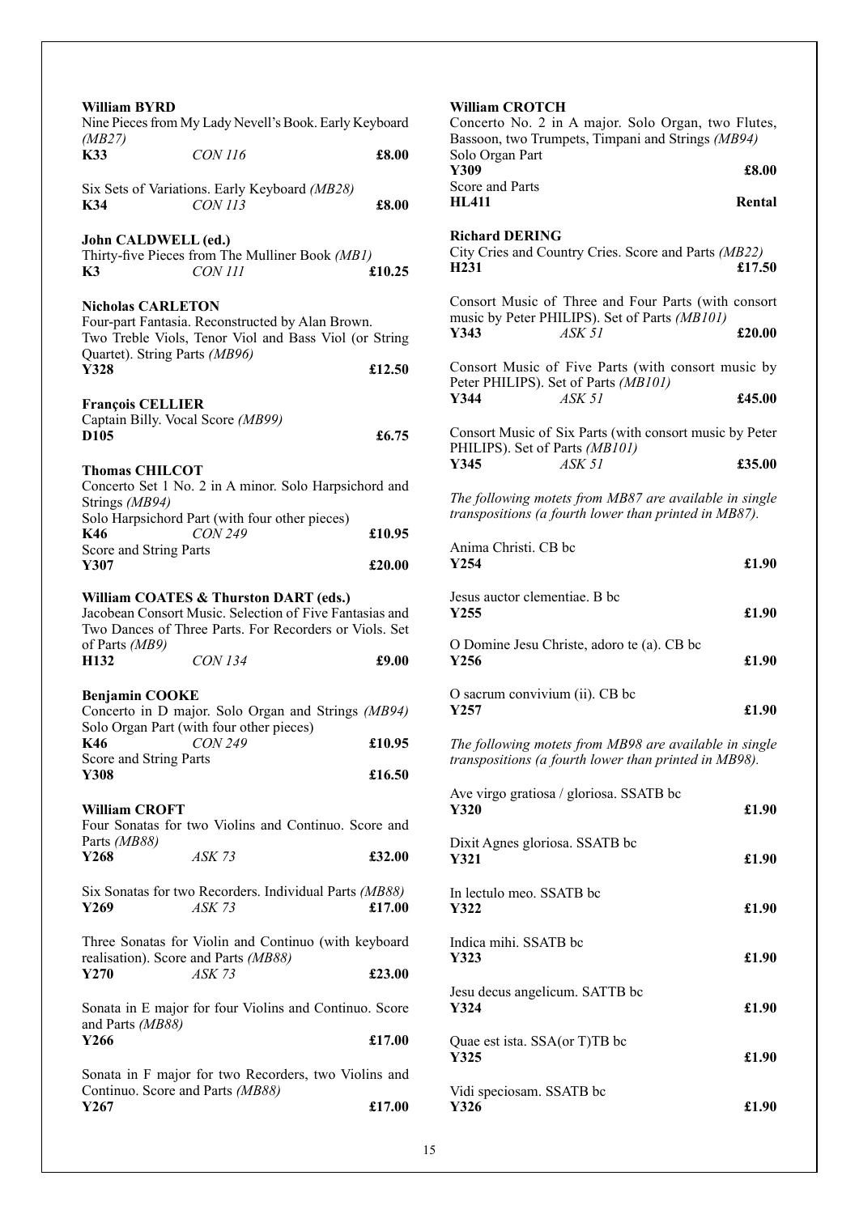**William BYRD**

Nine Pieces from My Lady Nevell's Book. Early Keyboard *(MB27)*
**K33** *CON 116* **£8.00**

Six Sets of Variations. Early Keyboard *(MB28)*
**K34** *CON 113* **£8.00**

**John CALDWELL (ed.)**

Thirty-five Pieces from The Mulliner Book *(MB1)*
**K3** *CON 111* **£10.25**

**Nicholas CARLETON**

Four-part Fantasia. Reconstructed by Alan Brown.
Two Treble Viols, Tenor Viol and Bass Viol (or String Quartet). String Parts *(MB96)*
**Y328** **£12.50**

**François CELLIER**

Captain Billy. Vocal Score *(MB99)*
**D105** **£6.75**

**Thomas CHILCOT**

Concerto Set 1 No. 2 in A minor. Solo Harpsichord and Strings *(MB94)*
Solo Harpsichord Part (with four other pieces)
**K46** *CON 249* **£10.95**
Score and String Parts
**Y307** **£20.00**

**William COATES & Thurston DART (eds.)**

Jacobean Consort Music. Selection of Five Fantasias and Two Dances of Three Parts. For Recorders or Viols. Set of Parts *(MB9)*
**H132** *CON 134* **£9.00**

**Benjamin COOKE**

Concerto in D major. Solo Organ and Strings *(MB94)*
Solo Organ Part (with four other pieces)
**K46** *CON 249* **£10.95**
Score and String Parts
**Y308** **£16.50**

**William CROFT**

Four Sonatas for two Violins and Continuo. Score and Parts *(MB88)*
**Y268** *ASK 73* **£32.00**

Six Sonatas for two Recorders. Individual Parts *(MB88)*
**Y269** *ASK 73* **£17.00**

Three Sonatas for Violin and Continuo (with keyboard realisation). Score and Parts *(MB88)*
**Y270** *ASK 73* **£23.00**

Sonata in E major for four Violins and Continuo. Score and Parts *(MB88)*
**Y266** **£17.00**

Sonata in F major for two Recorders, two Violins and Continuo. Score and Parts *(MB88)*
**Y267** **£17.00**

**William CROTCH**

Concerto No. 2 in A major. Solo Organ, two Flutes, Bassoon, two Trumpets, Timpani and Strings *(MB94)*
Solo Organ Part
**Y309** **£8.00**
Score and Parts
**HL411** **Rental**

**Richard DERING**

City Cries and Country Cries. Score and Parts *(MB22)*
**H231** **£17.50**

Consort Music of Three and Four Parts (with consort music by Peter PHILIPS). Set of Parts *(MB101)*
**Y343** *ASK 51* **£20.00**

Consort Music of Five Parts (with consort music by Peter PHILIPS). Set of Parts *(MB101)*
**Y344** *ASK 51* **£45.00**

Consort Music of Six Parts (with consort music by Peter PHILIPS). Set of Parts *(MB101)*
**Y345** *ASK 51* **£35.00**

*The following motets from MB87 are available in single transpositions (a fourth lower than printed in MB87).*

Anima Christi. CB bc
**Y254** **£1.90**

Jesus auctor clementiae. B bc
**Y255** **£1.90**

O Domine Jesu Christe, adoro te (a). CB bc
**Y256** **£1.90**

O sacrum convivium (ii). CB bc
**Y257** **£1.90**

*The following motets from MB98 are available in single transpositions (a fourth lower than printed in MB98).*

Ave virgo gratiosa / gloriosa. SSATB bc
**Y320** **£1.90**

Dixit Agnes gloriosa. SSATB bc
**Y321** **£1.90**

In lectulo meo. SSATB bc
**Y322** **£1.90**

Indica mihi. SSATB bc
**Y323** **£1.90**

Jesu decus angelicum. SATTB bc
**Y324** **£1.90**

Quae est ista. SSA(or T)TB bc
**Y325** **£1.90**

Vidi speciosam. SSATB bc
**Y326** **£1.90**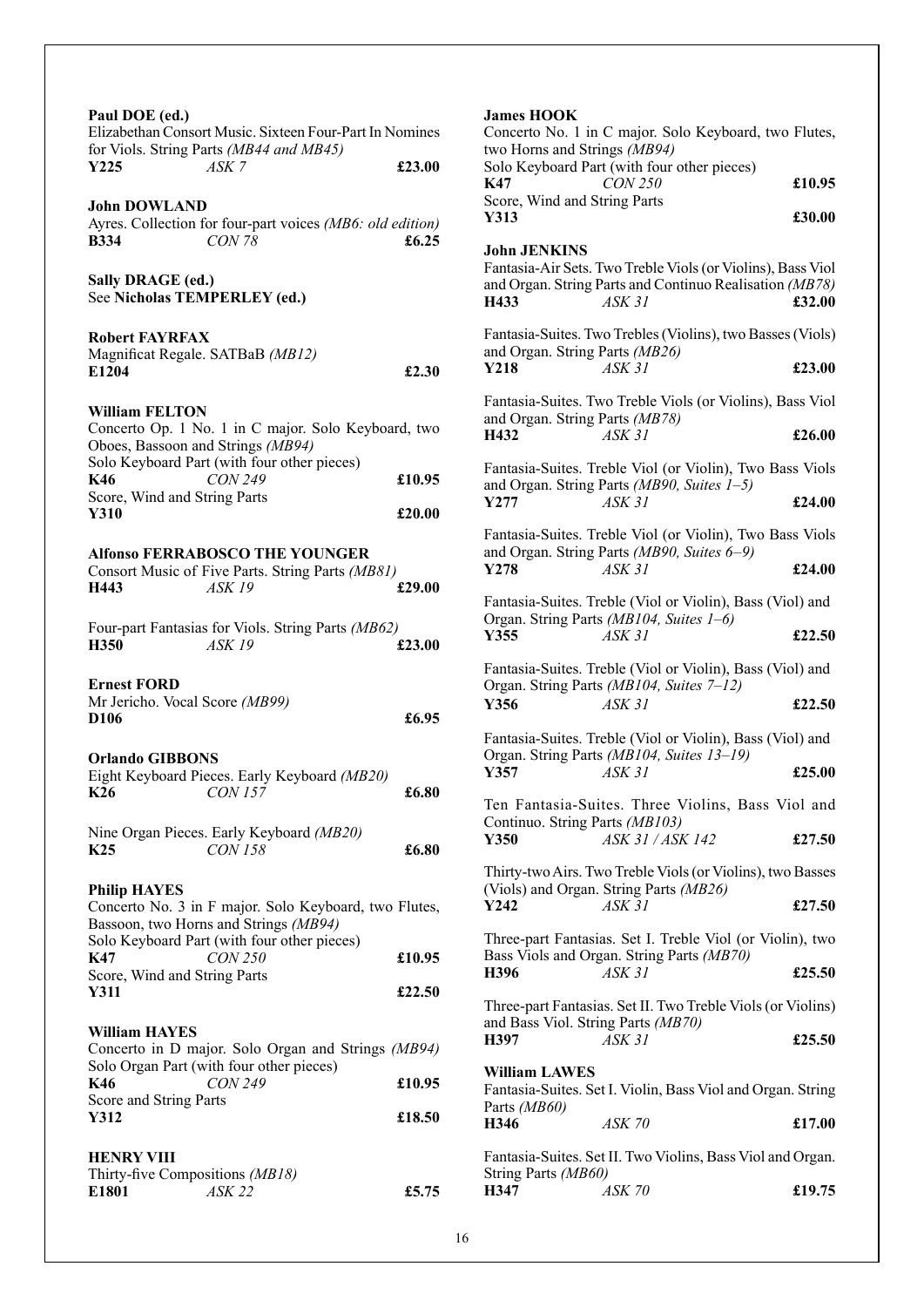**Paul DOE (ed.)**
Elizabethan Consort Music. Sixteen Four-Part In Nomines for Viols. String Parts *(MB44 and MB45)*
**Y225** *ASK 7* **£23.00**

**John DOWLAND**
Ayres. Collection for four-part voices *(MB6: old edition)*
**B334** *CON 78* **£6.25**

**Sally DRAGE (ed.)**
See **Nicholas TEMPERLEY (ed.)**

**Robert FAYRFAX**
Magnificat Regale. SATBaB *(MB12)*
**E1204** **£2.30**

**William FELTON**
Concerto Op. 1 No. 1 in C major. Solo Keyboard, two Oboes, Bassoon and Strings *(MB94)*
Solo Keyboard Part (with four other pieces)
**K46** *CON 249* **£10.95**
Score, Wind and String Parts
**Y310** **£20.00**

**Alfonso FERRABOSCO THE YOUNGER**
Consort Music of Five Parts. String Parts *(MB81)*
**H443** *ASK 19* **£29.00**

Four-part Fantasias for Viols. String Parts *(MB62)*
**H350** *ASK 19* **£23.00**

**Ernest FORD**
Mr Jericho. Vocal Score *(MB99)*
**D106** **£6.95**

**Orlando GIBBONS**
Eight Keyboard Pieces. Early Keyboard *(MB20)*
**K26** *CON 157* **£6.80**

Nine Organ Pieces. Early Keyboard *(MB20)*
**K25** *CON 158* **£6.80**

**Philip HAYES**
Concerto No. 3 in F major. Solo Keyboard, two Flutes, Bassoon, two Horns and Strings *(MB94)*
Solo Keyboard Part (with four other pieces)
**K47** *CON 250* **£10.95**
Score, Wind and String Parts
**Y311** **£22.50**

**William HAYES**
Concerto in D major. Solo Organ and Strings *(MB94)*
Solo Organ Part (with four other pieces)
**K46** *CON 249* **£10.95**
Score and String Parts
**Y312** **£18.50**

**HENRY VIII**
Thirty-five Compositions *(MB18)*
**E1801** *ASK 22* **£5.75**

**James HOOK**
Concerto No. 1 in C major. Solo Keyboard, two Flutes, two Horns and Strings *(MB94)*
Solo Keyboard Part (with four other pieces)
**K47** *CON 250* **£10.95**
Score, Wind and String Parts
**Y313** **£30.00**

**John JENKINS**
Fantasia-Air Sets. Two Treble Viols (or Violins), Bass Viol and Organ. String Parts and Continuo Realisation *(MB78)*
**H433** *ASK 31* **£32.00**

Fantasia-Suites. Two Trebles (Violins), two Basses (Viols) and Organ. String Parts *(MB26)*
**Y218** *ASK 31* **£23.00**

Fantasia-Suites. Two Treble Viols (or Violins), Bass Viol and Organ. String Parts *(MB78)*
**H432** *ASK 31* **£26.00**

Fantasia-Suites. Treble Viol (or Violin), Two Bass Viols and Organ. String Parts *(MB90, Suites 1–5)*
**Y277** *ASK 31* **£24.00**

Fantasia-Suites. Treble Viol (or Violin), Two Bass Viols and Organ. String Parts *(MB90, Suites 6–9)*
**Y278** *ASK 31* **£24.00**

Fantasia-Suites. Treble (Viol or Violin), Bass (Viol) and Organ. String Parts *(MB104, Suites 1–6)*
**Y355** *ASK 31* **£22.50**

Fantasia-Suites. Treble (Viol or Violin), Bass (Viol) and Organ. String Parts *(MB104, Suites 7–12)*
**Y356** *ASK 31* **£22.50**

Fantasia-Suites. Treble (Viol or Violin), Bass (Viol) and Organ. String Parts *(MB104, Suites 13–19)*
**Y357** *ASK 31* **£25.00**

Ten Fantasia-Suites. Three Violins, Bass Viol and Continuo. String Parts *(MB103)*
**Y350** *ASK 31 / ASK 142* **£27.50**

Thirty-two Airs. Two Treble Viols (or Violins), two Basses (Viols) and Organ. String Parts *(MB26)*
**Y242** *ASK 31* **£27.50**

Three-part Fantasias. Set I. Treble Viol (or Violin), two Bass Viols and Organ. String Parts *(MB70)*
**H396** *ASK 31* **£25.50**

Three-part Fantasias. Set II. Two Treble Viols (or Violins) and Bass Viol. String Parts *(MB70)*
**H397** *ASK 31* **£25.50**

**William LAWES**
Fantasia-Suites. Set I. Violin, Bass Viol and Organ. String Parts *(MB60)*
**H346** *ASK 70* **£17.00**

Fantasia-Suites. Set II. Two Violins, Bass Viol and Organ. String Parts *(MB60)*
**H347** *ASK 70* **£19.75**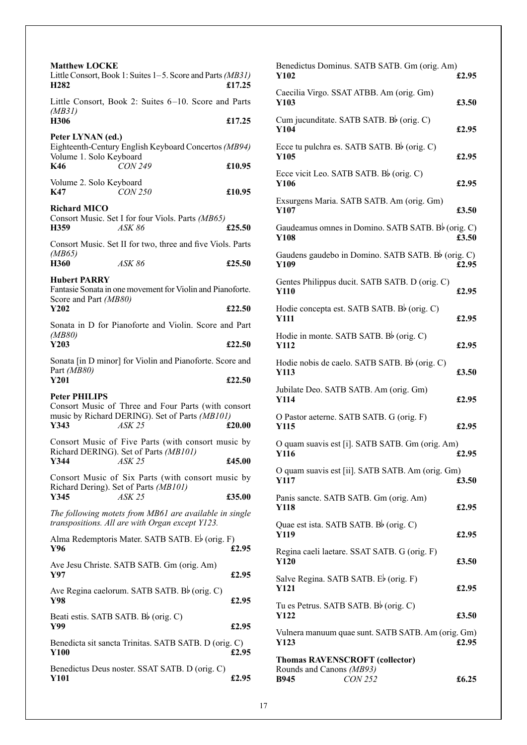**Matthew LOCKE**

Little Consort, Book 1: Suites 1–5. Score and Parts *(MB31)*
**H282** £17.25

Little Consort, Book 2: Suites 6–10. Score and Parts *(MB31)*
**H306** £17.25

**Peter LYNAN (ed.)**

Eighteenth-Century English Keyboard Concertos *(MB94)*
Volume 1. Solo Keyboard
**K46** *CON 249* £10.95

Volume 2. Solo Keyboard
**K47** *CON 250* £10.95

**Richard MICO**

Consort Music. Set I for four Viols. Parts *(MB65)*
**H359** *ASK 86* £25.50

Consort Music. Set II for two, three and five Viols. Parts *(MB65)*
**H360** *ASK 86* £25.50

**Hubert PARRY**

Fantasie Sonata in one movement for Violin and Pianoforte. Score and Part *(MB80)*
**Y202** £22.50

Sonata in D for Pianoforte and Violin. Score and Part *(MB80)*
**Y203** £22.50

Sonata [in D minor] for Violin and Pianoforte. Score and Part *(MB80)*
**Y201** £22.50

**Peter PHILIPS**

Consort Music of Three and Four Parts (with consort music by Richard DERING). Set of Parts *(MB101)*
**Y343** *ASK 25* £20.00

Consort Music of Five Parts (with consort music by Richard DERING). Set of Parts *(MB101)*
**Y344** *ASK 25* £45.00

Consort Music of Six Parts (with consort music by Richard Dering). Set of Parts *(MB101)*
**Y345** *ASK 25* £35.00

*The following motets from MB61 are available in single transpositions. All are with Organ except Y123.*

Alma Redemptoris Mater. SATB SATB. E♭ (orig. F)
**Y96** £2.95

Ave Jesu Christe. SATB SATB. Gm (orig. Am)
**Y97** £2.95

Ave Regina caelorum. SATB SATB. B♭ (orig. C)
**Y98** £2.95

Beati estis. SATB SATB. B♭ (orig. C)
**Y99** £2.95

Benedicta sit sancta Trinitas. SATB SATB. D (orig. C)
**Y100** £2.95

Benedictus Deus noster. SSAT SATB. D (orig. C)
**Y101** £2.95

Benedictus Dominus. SATB SATB. Gm (orig. Am)
**Y102** £2.95

Caecilia Virgo. SSAT ATBB. Am (orig. Gm)
**Y103** £3.50

Cum jucunditate. SATB SATB. B♭ (orig. C)
**Y104** £2.95

Ecce tu pulchra es. SATB SATB. B♭ (orig. C)
**Y105** £2.95

Ecce vicit Leo. SATB SATB. B♭ (orig. C)
**Y106** £2.95

Exsurgens Maria. SATB SATB. Am (orig. Gm)
**Y107** £3.50

Gaudeamus omnes in Domino. SATB SATB. B♭ (orig. C)
**Y108** £3.50

Gaudens gaudebo in Domino. SATB SATB. B♭ (orig. C)
**Y109** £2.95

Gentes Philippus ducit. SATB SATB. D (orig. C)
**Y110** £2.95

Hodie concepta est. SATB SATB. B♭ (orig. C)
**Y111** £2.95

Hodie in monte. SATB SATB. B♭ (orig. C)
**Y112** £2.95

Hodie nobis de caelo. SATB SATB. B♭ (orig. C)
**Y113** £3.50

Jubilate Deo. SATB SATB. Am (orig. Gm)
**Y114** £2.95

O Pastor aeterne. SATB SATB. G (orig. F)
**Y115** £2.95

O quam suavis est [i]. SATB SATB. Gm (orig. Am)
**Y116** £2.95

O quam suavis est [ii]. SATB SATB. Am (orig. Gm)
**Y117** £3.50

Panis sancte. SATB SATB. Gm (orig. Am)
**Y118** £2.95

Quae est ista. SATB SATB. B♭ (orig. C)
**Y119** £2.95

Regina caeli laetare. SSAT SATB. G (orig. F)
**Y120** £3.50

Salve Regina. SATB SATB. E♭ (orig. F)
**Y121** £2.95

Tu es Petrus. SATB SATB. B♭ (orig. C)
**Y122** £3.50

Vulnera manuum quae sunt. SATB SATB. Am (orig. Gm)
**Y123** £2.95

**Thomas RAVENSCROFT (collector)**

Rounds and Canons *(MB93)*
**B945** *CON 252* £6.25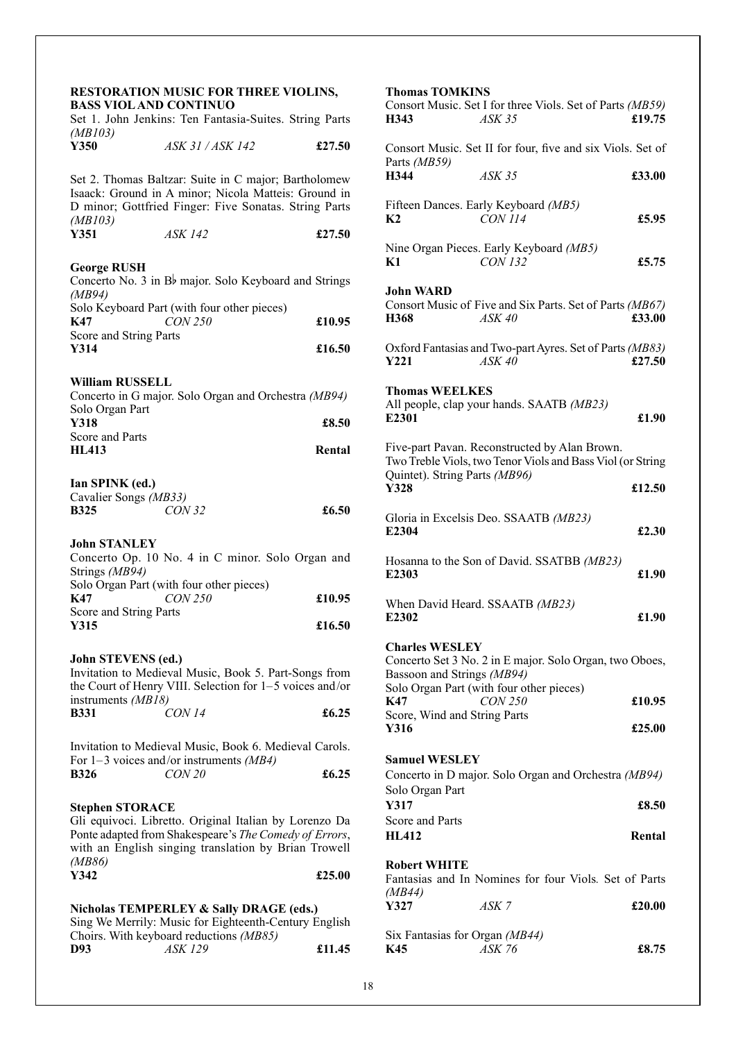**RESTORATION MUSIC FOR THREE VIOLINS, BASS VIOL AND CONTINUO**

Set 1. John Jenkins: Ten Fantasia-Suites. String Parts *(MB103)*
**Y350** *ASK 31 / ASK 142* **£27.50**

Set 2. Thomas Baltzar: Suite in C major; Bartholomew Isaack: Ground in A minor; Nicola Matteis: Ground in D minor; Gottfried Finger: Five Sonatas. String Parts *(MB103)*
**Y351** *ASK 142* **£27.50**

**George RUSH**

Concerto No. 3 in B♭ major. Solo Keyboard and Strings *(MB94)*
Solo Keyboard Part (with four other pieces)
**K47** *CON 250* **£10.95**
Score and String Parts
**Y314** **£16.50**

**William RUSSELL**

Concerto in G major. Solo Organ and Orchestra *(MB94)*
Solo Organ Part
**Y318** **£8.50**
Score and Parts
**HL413** **Rental**

**Ian SPINK (ed.)**

Cavalier Songs *(MB33)*
**B325** *CON 32* **£6.50**

**John STANLEY**

Concerto Op. 10 No. 4 in C minor. Solo Organ and Strings *(MB94)*
Solo Organ Part (with four other pieces)
**K47** *CON 250* **£10.95**
Score and String Parts
**Y315** **£16.50**

**John STEVENS (ed.)**

Invitation to Medieval Music, Book 5. Part-Songs from the Court of Henry VIII. Selection for 1–5 voices and/or instruments *(MB18)*
**B331** *CON 14* **£6.25**

Invitation to Medieval Music, Book 6. Medieval Carols. For 1–3 voices and/or instruments *(MB4)*
**B326** *CON 20* **£6.25**

**Stephen STORACE**

Gli equivoci. Libretto. Original Italian by Lorenzo Da Ponte adapted from Shakespeare's *The Comedy of Errors*, with an English singing translation by Brian Trowell *(MB86)*
**Y342** **£25.00**

**Nicholas TEMPERLEY & Sally DRAGE (eds.)**

Sing We Merrily: Music for Eighteenth-Century English Choirs. With keyboard reductions *(MB85)*
**D93** *ASK 129* **£11.45**

**Thomas TOMKINS**

Consort Music. Set I for three Viols. Set of Parts *(MB59)*
**H343** *ASK 35* **£19.75**

Consort Music. Set II for four, five and six Viols. Set of Parts *(MB59)*
**H344** *ASK 35* **£33.00**

Fifteen Dances. Early Keyboard *(MB5)*
**K2** *CON 114* **£5.95**

Nine Organ Pieces. Early Keyboard *(MB5)*
**K1** *CON 132* **£5.75**

**John WARD**

Consort Music of Five and Six Parts. Set of Parts *(MB67)*
**H368** *ASK 40* **£33.00**

Oxford Fantasias and Two-part Ayres. Set of Parts *(MB83)*
**Y221** *ASK 40* **£27.50**

**Thomas WEELKES**

All people, clap your hands. SAATB *(MB23)*
**E2301** **£1.90**

Five-part Pavan. Reconstructed by Alan Brown. Two Treble Viols, two Tenor Viols and Bass Viol (or String Quintet). String Parts *(MB96)*
**Y328** **£12.50**

Gloria in Excelsis Deo. SSAATB *(MB23)*
**E2304** **£2.30**

Hosanna to the Son of David. SSATBB *(MB23)*
**E2303** **£1.90**

When David Heard. SSAATB *(MB23)*
**E2302** **£1.90**

**Charles WESLEY**

Concerto Set 3 No. 2 in E major. Solo Organ, two Oboes, Bassoon and Strings *(MB94)*
Solo Organ Part (with four other pieces)
**K47** *CON 250* **£10.95**
Score, Wind and String Parts
**Y316** **£25.00**

**Samuel WESLEY**

Concerto in D major. Solo Organ and Orchestra *(MB94)*
Solo Organ Part
**Y317** **£8.50**
Score and Parts
**HL412** **Rental**

**Robert WHITE**

Fantasias and In Nomines for four Viols*.* Set of Parts *(MB44)*
**Y327** *ASK 7* **£20.00**

Six Fantasias for Organ *(MB44)*
**K45** *ASK 76* **£8.75**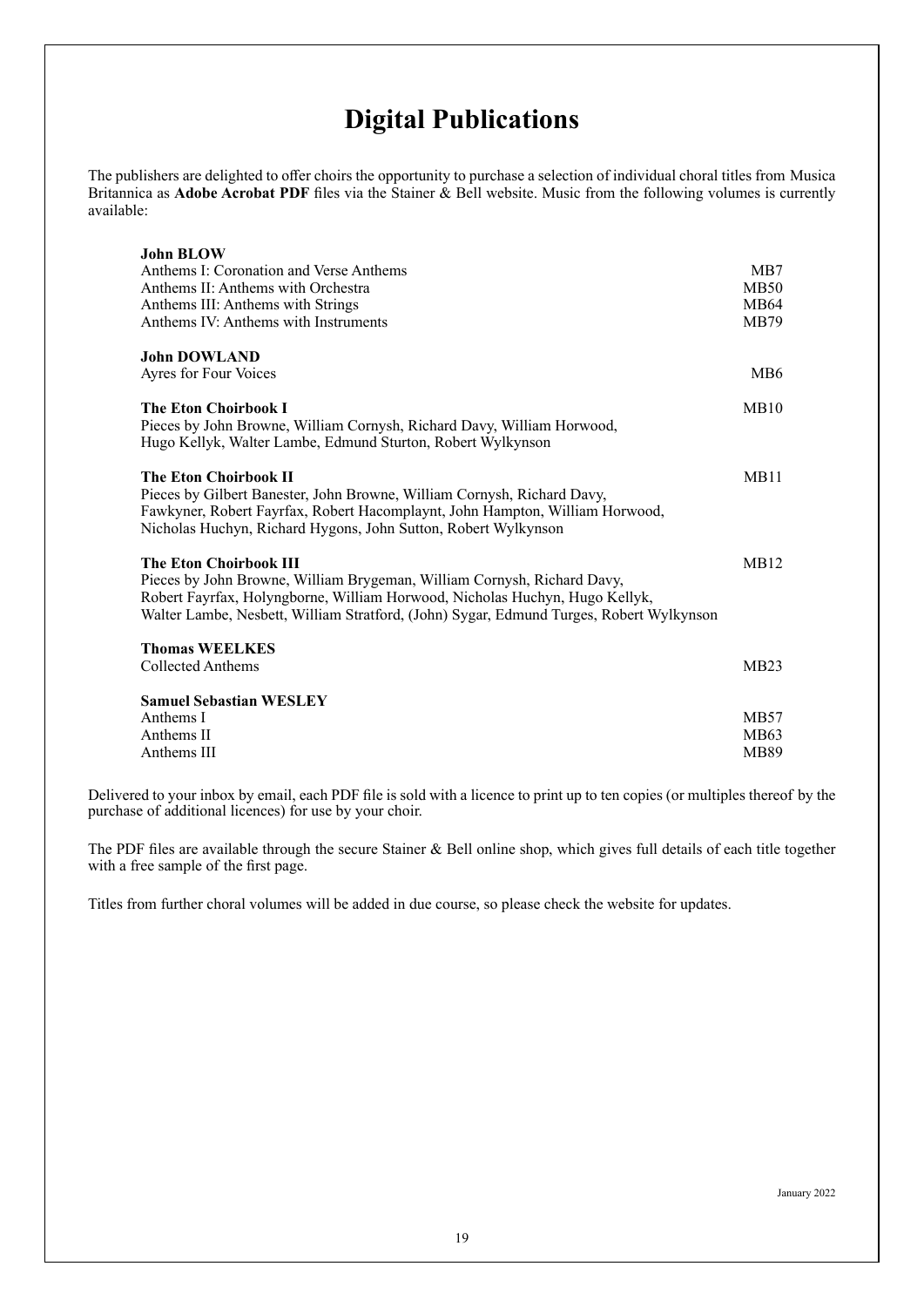# Digital Publications

The publishers are delighted to offer choirs the opportunity to purchase a selection of individual choral titles from Musica Britannica as **Adobe Acrobat PDF** files via the Stainer & Bell website. Music from the following volumes is currently available:

**John BLOW**

| | |
|---|---|
| Anthems I: Coronation and Verse Anthems | MB7 |
| Anthems II: Anthems with Orchestra | MB50 |
| Anthems III: Anthems with Strings | MB64 |
| Anthems IV: Anthems with Instruments | MB79 |

**John DOWLAND**

| | |
|---|---|
| Ayres for Four Voices | MB6 |

**The Eton Choirbook I** — MB10
Pieces by John Browne, William Cornysh, Richard Davy, William Horwood, Hugo Kellyk, Walter Lambe, Edmund Sturton, Robert Wylkynson

**The Eton Choirbook II** — MB11
Pieces by Gilbert Banester, John Browne, William Cornysh, Richard Davy, Fawkyner, Robert Fayrfax, Robert Hacomplaynt, John Hampton, William Horwood, Nicholas Huchyn, Richard Hygons, John Sutton, Robert Wylkynson

**The Eton Choirbook III** — MB12
Pieces by John Browne, William Brygeman, William Cornysh, Richard Davy, Robert Fayrfax, Holyngborne, William Horwood, Nicholas Huchyn, Hugo Kellyk, Walter Lambe, Nesbett, William Stratford, (John) Sygar, Edmund Turges, Robert Wylkynson

**Thomas WEELKES**

| | |
|---|---|
| Collected Anthems | MB23 |

**Samuel Sebastian WESLEY**

| | |
|---|---|
| Anthems I | MB57 |
| Anthems II | MB63 |
| Anthems III | MB89 |

Delivered to your inbox by email, each PDF file is sold with a licence to print up to ten copies (or multiples thereof by the purchase of additional licences) for use by your choir.

The PDF files are available through the secure Stainer & Bell online shop, which gives full details of each title together with a free sample of the first page.

Titles from further choral volumes will be added in due course, so please check the website for updates.

January 2022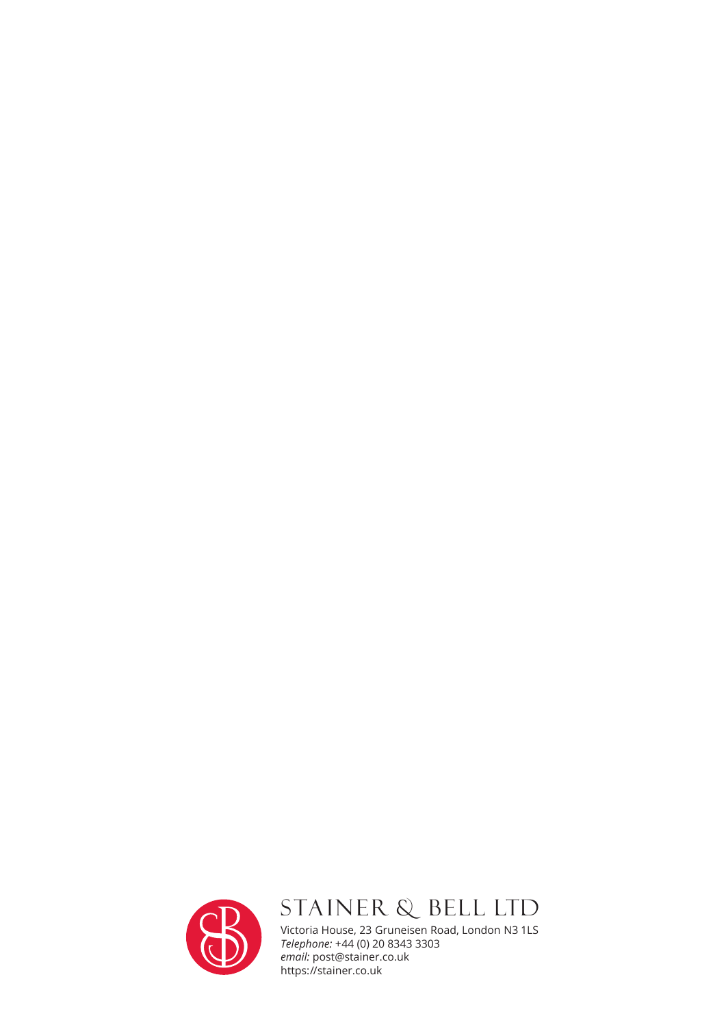STAINER & BELL LTD

Victoria House, 23 Gruneisen Road, London N3 1LS
*Telephone:* +44 (0) 20 8343 3303
*email:* post@stainer.co.uk
https://stainer.co.uk